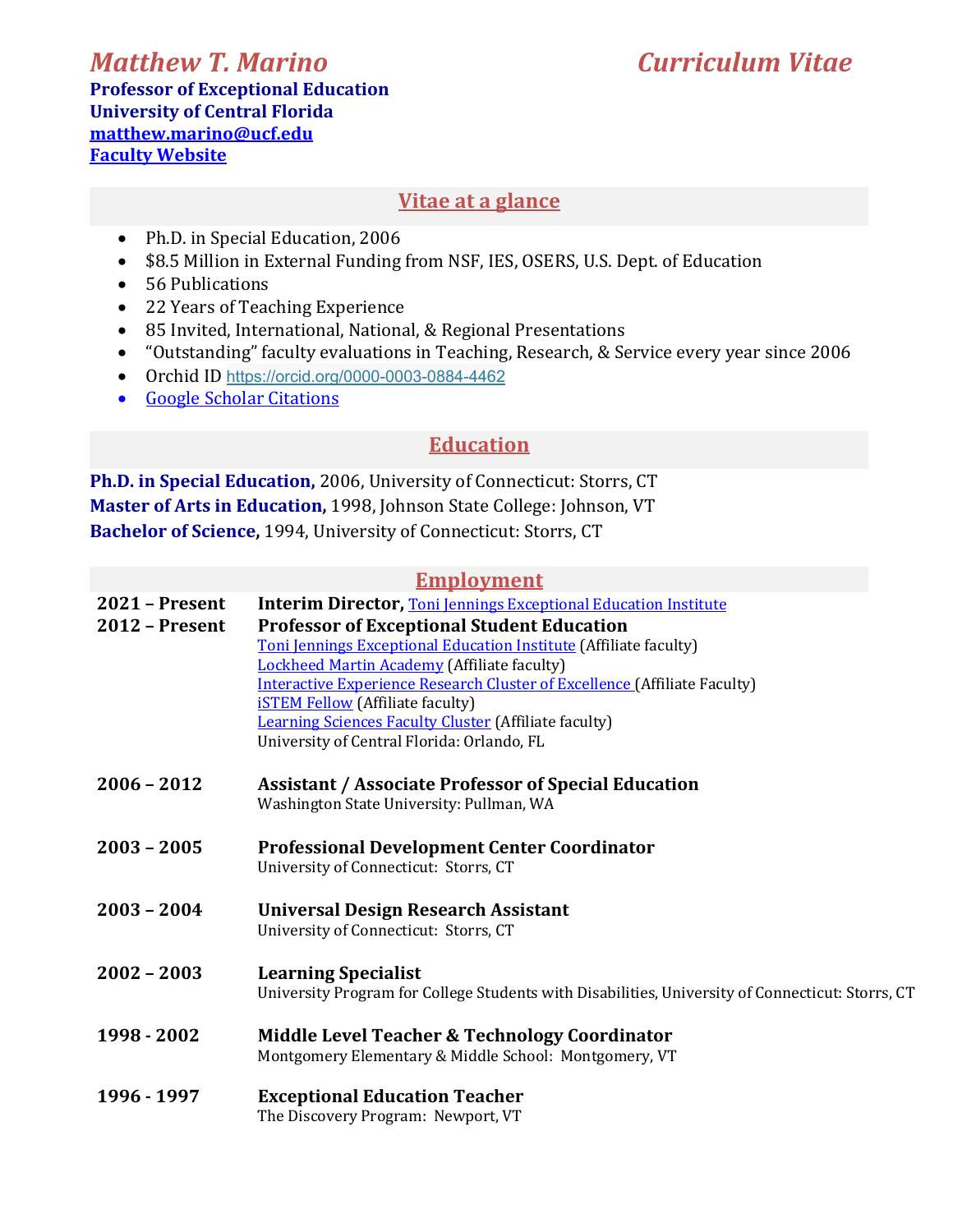# *Matthew T. Marino* *Curriculum Vitae*

**Professor of Exceptional Education**
**University of Central Florida**
**matthew.marino@ucf.edu**
**Faculty Website**

## Vitae at a glance

- Ph.D. in Special Education, 2006
- $8.5 Million in External Funding from NSF, IES, OSERS, U.S. Dept. of Education
- 56 Publications
- 22 Years of Teaching Experience
- 85 Invited, International, National, & Regional Presentations
- "Outstanding" faculty evaluations in Teaching, Research, & Service every year since 2006
- Orchid ID https://orcid.org/0000-0003-0884-4462
- Google Scholar Citations

## Education

**Ph.D. in Special Education,** 2006, University of Connecticut: Storrs, CT
**Master of Arts in Education,** 1998, Johnson State College: Johnson, VT
**Bachelor of Science,** 1994, University of Connecticut: Storrs, CT

## Employment

**2021 – Present** **Interim Director,** Toni Jennings Exceptional Education Institute

**2012 – Present** **Professor of Exceptional Student Education**
Toni Jennings Exceptional Education Institute (Affiliate faculty)
Lockheed Martin Academy (Affiliate faculty)
Interactive Experience Research Cluster of Excellence (Affiliate Faculty)
iSTEM Fellow (Affiliate faculty)
Learning Sciences Faculty Cluster (Affiliate faculty)
University of Central Florida: Orlando, FL

**2006 – 2012** **Assistant / Associate Professor of Special Education**
Washington State University: Pullman, WA

**2003 – 2005** **Professional Development Center Coordinator**
University of Connecticut: Storrs, CT

**2003 – 2004** **Universal Design Research Assistant**
University of Connecticut: Storrs, CT

**2002 – 2003** **Learning Specialist**
University Program for College Students with Disabilities, University of Connecticut: Storrs, CT

**1998 - 2002** **Middle Level Teacher & Technology Coordinator**
Montgomery Elementary & Middle School: Montgomery, VT

**1996 - 1997** **Exceptional Education Teacher**
The Discovery Program: Newport, VT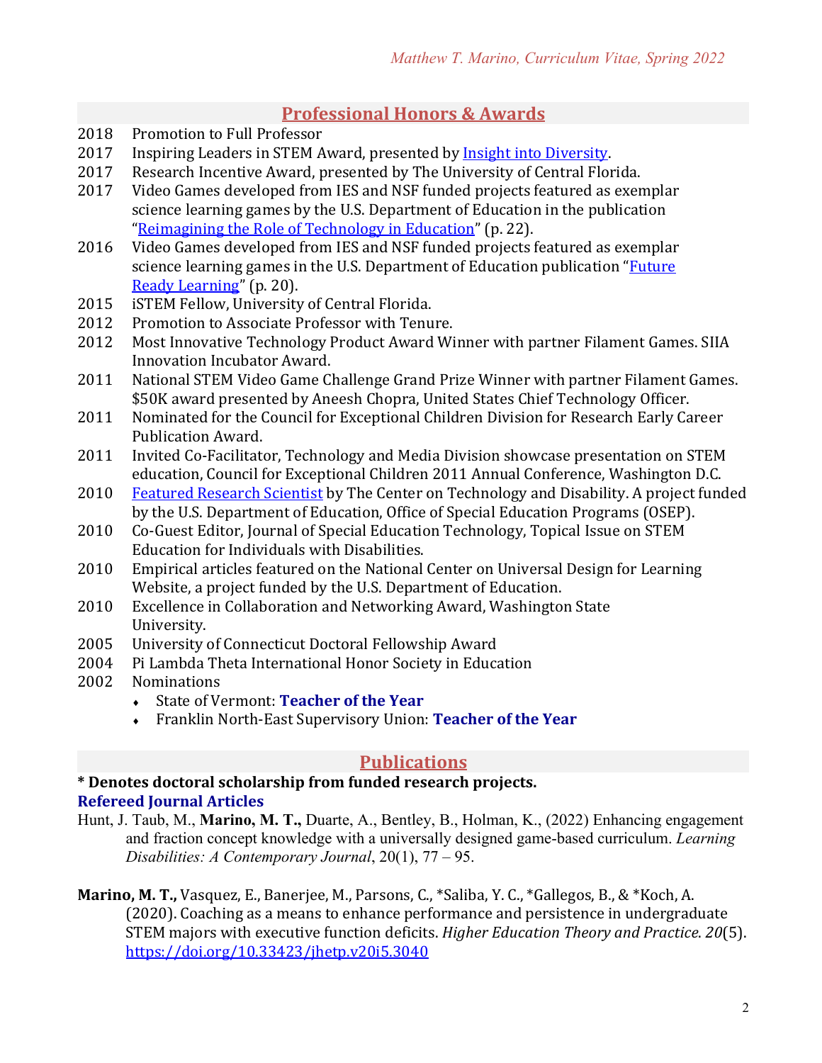## Professional Honors & Awards

2018 Promotion to Full Professor

2017 Inspiring Leaders in STEM Award, presented by Insight into Diversity.

2017 Research Incentive Award, presented by The University of Central Florida.

2017 Video Games developed from IES and NSF funded projects featured as exemplar science learning games by the U.S. Department of Education in the publication "Reimagining the Role of Technology in Education" (p. 22).

2016 Video Games developed from IES and NSF funded projects featured as exemplar science learning games in the U.S. Department of Education publication "Future Ready Learning" (p. 20).

2015 iSTEM Fellow, University of Central Florida.

2012 Promotion to Associate Professor with Tenure.

2012 Most Innovative Technology Product Award Winner with partner Filament Games. SIIA Innovation Incubator Award.

2011 National STEM Video Game Challenge Grand Prize Winner with partner Filament Games. $50K award presented by Aneesh Chopra, United States Chief Technology Officer.

2011 Nominated for the Council for Exceptional Children Division for Research Early Career Publication Award.

2011 Invited Co-Facilitator, Technology and Media Division showcase presentation on STEM education, Council for Exceptional Children 2011 Annual Conference, Washington D.C.

2010 Featured Research Scientist by The Center on Technology and Disability. A project funded by the U.S. Department of Education, Office of Special Education Programs (OSEP).

2010 Co-Guest Editor, Journal of Special Education Technology, Topical Issue on STEM Education for Individuals with Disabilities.

2010 Empirical articles featured on the National Center on Universal Design for Learning Website, a project funded by the U.S. Department of Education.

2010 Excellence in Collaboration and Networking Award, Washington State University.

2005 University of Connecticut Doctoral Fellowship Award

2004 Pi Lambda Theta International Honor Society in Education

2002 Nominations

- State of Vermont: **Teacher of the Year**
- Franklin North-East Supervisory Union: **Teacher of the Year**

## Publications

**\* Denotes doctoral scholarship from funded research projects.**

### Refereed Journal Articles

Hunt, J. Taub, M., **Marino, M. T.,** Duarte, A., Bentley, B., Holman, K., (2022) Enhancing engagement and fraction concept knowledge with a universally designed game-based curriculum. *Learning Disabilities: A Contemporary Journal*, 20(1), 77 – 95.

**Marino, M. T.,** Vasquez, E., Banerjee, M., Parsons, C., *Saliba, Y. C., *Gallegos, B., & *Koch, A. (2020). Coaching as a means to enhance performance and persistence in undergraduate STEM majors with executive function deficits. *Higher Education Theory and Practice*. *20*(5). https://doi.org/10.33423/jhetp.v20i5.3040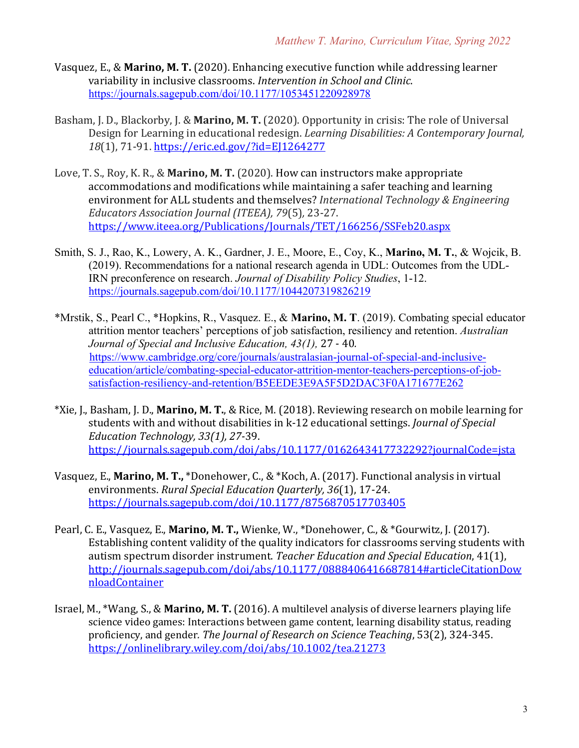Vasquez, E., & **Marino, M. T.** (2020). Enhancing executive function while addressing learner variability in inclusive classrooms. *Intervention in School and Clinic*. https://journals.sagepub.com/doi/10.1177/1053451220928978

Basham, J. D., Blackorby, J. & **Marino, M. T.** (2020). Opportunity in crisis: The role of Universal Design for Learning in educational redesign. *Learning Disabilities: A Contemporary Journal, 18*(1), 71-91. https://eric.ed.gov/?id=EJ1264277

Love, T. S., Roy, K. R., & **Marino, M. T.** (2020). How can instructors make appropriate accommodations and modifications while maintaining a safer teaching and learning environment for ALL students and themselves? *International Technology & Engineering Educators Association Journal (ITEEA), 79*(5), 23-27. https://www.iteea.org/Publications/Journals/TET/166256/SSFeb20.aspx

Smith, S. J., Rao, K., Lowery, A. K., Gardner, J. E., Moore, E., Coy, K., **Marino, M. T.**, & Wojcik, B. (2019). Recommendations for a national research agenda in UDL: Outcomes from the UDL-IRN preconference on research. *Journal of Disability Policy Studies*, 1-12. https://journals.sagepub.com/doi/10.1177/1044207319826219

*Mrstik, S., Pearl C., *Hopkins, R., Vasquez. E., & **Marino, M. T**. (2019). Combating special educator attrition mentor teachers' perceptions of job satisfaction, resiliency and retention. *Australian Journal of Special and Inclusive Education, 43(1),* 27 - 40. https://www.cambridge.org/core/journals/australasian-journal-of-special-and-inclusive-education/article/combating-special-educator-attrition-mentor-teachers-perceptions-of-job-satisfaction-resiliency-and-retention/B5EEDE3E9A5F5D2DAC3F0A171677E262

*Xie, J., Basham, J. D., **Marino, M. T.**, & Rice, M. (2018). Reviewing research on mobile learning for students with and without disabilities in k-12 educational settings. *Journal of Special Education Technology, 33(1), 27*-39. https://journals.sagepub.com/doi/abs/10.1177/0162643417732292?journalCode=jsta

Vasquez, E., **Marino, M. T.,** *Donehower, C., & *Koch, A. (2017). Functional analysis in virtual environments. *Rural Special Education Quarterly, 36*(1), 17-24. https://journals.sagepub.com/doi/10.1177/8756870517703405

Pearl, C. E., Vasquez, E., **Marino, M. T.,** Wienke, W., *Donehower, C., & *Gourwitz, J. (2017). Establishing content validity of the quality indicators for classrooms serving students with autism spectrum disorder instrument. *Teacher Education and Special Education*, 41(1), http://journals.sagepub.com/doi/abs/10.1177/0888406416687814#articleCitationDownloadContainer

Israel, M., *Wang, S., & **Marino, M. T.** (2016). A multilevel analysis of diverse learners playing life science video games: Interactions between game content, learning disability status, reading proficiency, and gender. *The Journal of Research on Science Teaching*, 53(2), 324-345. https://onlinelibrary.wiley.com/doi/abs/10.1002/tea.21273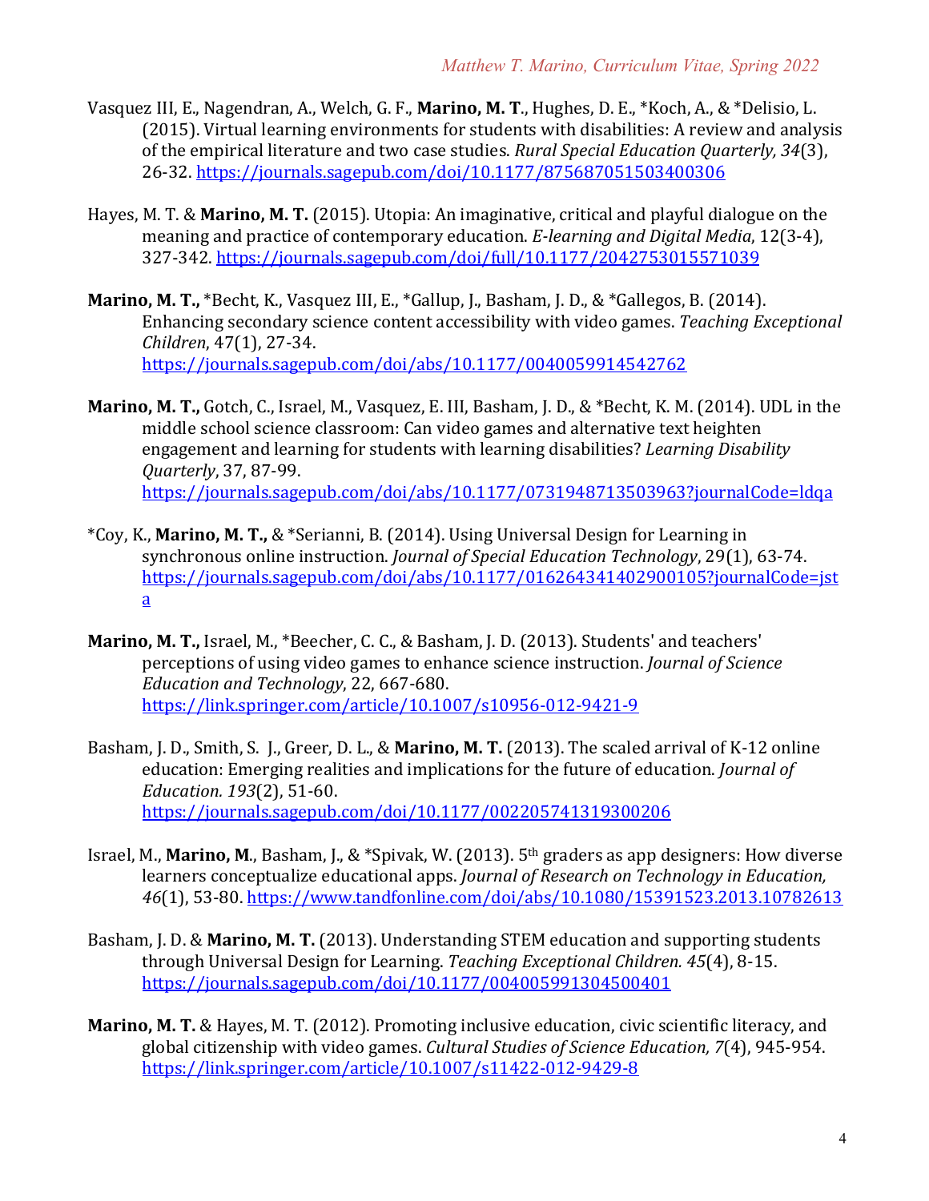Vasquez III, E., Nagendran, A., Welch, G. F., **Marino, M. T**., Hughes, D. E., *Koch, A., & *Delisio, L. (2015). Virtual learning environments for students with disabilities: A review and analysis of the empirical literature and two case studies. *Rural Special Education Quarterly, 34*(3), 26-32. https://journals.sagepub.com/doi/10.1177/875687051503400306

Hayes, M. T. & **Marino, M. T.** (2015). Utopia: An imaginative, critical and playful dialogue on the meaning and practice of contemporary education. *E-learning and Digital Media*, 12(3-4), 327-342. https://journals.sagepub.com/doi/full/10.1177/2042753015571039

**Marino, M. T.,** *Becht, K., Vasquez III, E., *Gallup, J., Basham, J. D., & *Gallegos, B. (2014). Enhancing secondary science content accessibility with video games. *Teaching Exceptional Children*, 47(1), 27-34. https://journals.sagepub.com/doi/abs/10.1177/0040059914542762

**Marino, M. T.,** Gotch, C., Israel, M., Vasquez, E. III, Basham, J. D., & *Becht, K. M. (2014). UDL in the middle school science classroom: Can video games and alternative text heighten engagement and learning for students with learning disabilities? *Learning Disability Quarterly*, 37, 87-99. https://journals.sagepub.com/doi/abs/10.1177/0731948713503963?journalCode=ldqa

*Coy, K., **Marino, M. T.,** & *Serianni, B. (2014). Using Universal Design for Learning in synchronous online instruction. *Journal of Special Education Technology*, 29(1), 63-74. https://journals.sagepub.com/doi/abs/10.1177/016264341402900105?journalCode=jsta

**Marino, M. T.,** Israel, M., *Beecher, C. C., & Basham, J. D. (2013). Students' and teachers' perceptions of using video games to enhance science instruction. *Journal of Science Education and Technology*, 22, 667-680. https://link.springer.com/article/10.1007/s10956-012-9421-9

Basham, J. D., Smith, S. J., Greer, D. L., & **Marino, M. T.** (2013). The scaled arrival of K-12 online education: Emerging realities and implications for the future of education. *Journal of Education. 193*(2), 51-60. https://journals.sagepub.com/doi/10.1177/002205741319300206

Israel, M., **Marino, M**., Basham, J., & *Spivak, W. (2013). 5th graders as app designers: How diverse learners conceptualize educational apps. *Journal of Research on Technology in Education, 46*(1), 53-80. https://www.tandfonline.com/doi/abs/10.1080/15391523.2013.10782613

Basham, J. D. & **Marino, M. T.** (2013). Understanding STEM education and supporting students through Universal Design for Learning. *Teaching Exceptional Children. 45*(4), 8-15. https://journals.sagepub.com/doi/10.1177/004005991304500401

**Marino, M. T.** & Hayes, M. T. (2012). Promoting inclusive education, civic scientific literacy, and global citizenship with video games. *Cultural Studies of Science Education, 7*(4), 945-954. https://link.springer.com/article/10.1007/s11422-012-9429-8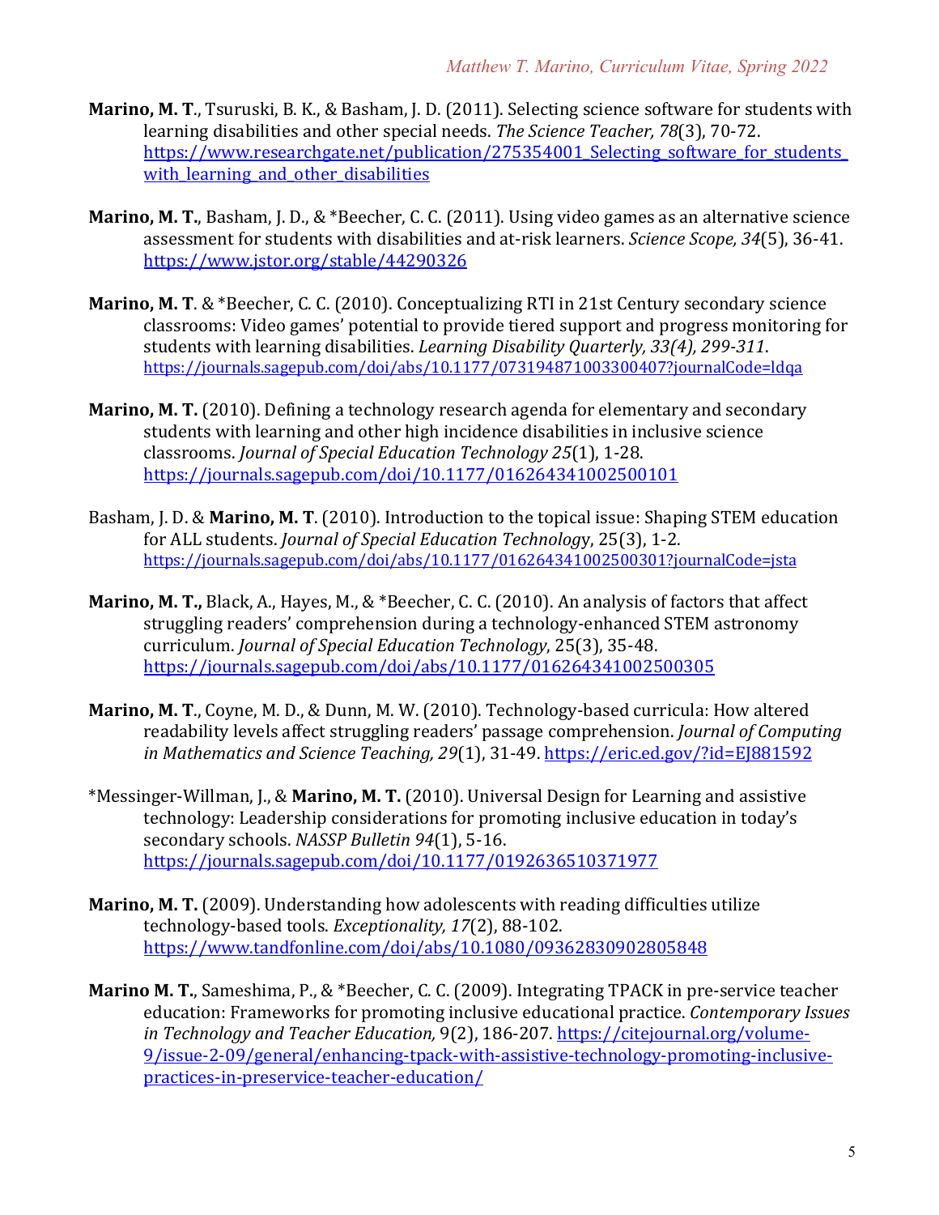**Marino, M. T**., Tsuruski, B. K., & Basham, J. D. (2011). Selecting science software for students with learning disabilities and other special needs. *The Science Teacher, 78*(3), 70-72. https://www.researchgate.net/publication/275354001_Selecting_software_for_students_with_learning_and_other_disabilities

**Marino, M. T.**, Basham, J. D., & *Beecher, C. C. (2011). Using video games as an alternative science assessment for students with disabilities and at-risk learners. *Science Scope, 34*(5), 36-41. https://www.jstor.org/stable/44290326

**Marino, M. T**. & *Beecher, C. C. (2010). Conceptualizing RTI in 21st Century secondary science classrooms: Video games' potential to provide tiered support and progress monitoring for students with learning disabilities. *Learning Disability Quarterly, 33(4), 299-311*. https://journals.sagepub.com/doi/abs/10.1177/073194871003300407?journalCode=ldqa

**Marino, M. T.** (2010). Defining a technology research agenda for elementary and secondary students with learning and other high incidence disabilities in inclusive science classrooms. *Journal of Special Education Technology 25*(1), 1-28. https://journals.sagepub.com/doi/10.1177/016264341002500101

Basham, J. D. & **Marino, M. T**. (2010). Introduction to the topical issue: Shaping STEM education for ALL students. *Journal of Special Education Technolog*y, 25(3), 1-2. https://journals.sagepub.com/doi/abs/10.1177/016264341002500301?journalCode=jsta

**Marino, M. T.,** Black, A., Hayes, M., & *Beecher, C. C. (2010). An analysis of factors that affect struggling readers' comprehension during a technology-enhanced STEM astronomy curriculum. *Journal of Special Education Technology*, 25(3), 35-48. https://journals.sagepub.com/doi/abs/10.1177/016264341002500305

**Marino, M. T**., Coyne, M. D., & Dunn, M. W. (2010). Technology-based curricula: How altered readability levels affect struggling readers' passage comprehension. *Journal of Computing in Mathematics and Science Teaching, 29*(1), 31-49. https://eric.ed.gov/?id=EJ881592

*Messinger-Willman, J., & **Marino, M. T.** (2010). Universal Design for Learning and assistive technology: Leadership considerations for promoting inclusive education in today's secondary schools. *NASSP Bulletin 94*(1), 5-16. https://journals.sagepub.com/doi/10.1177/0192636510371977

**Marino, M. T.** (2009). Understanding how adolescents with reading difficulties utilize technology-based tools. *Exceptionality, 17*(2), 88-102. https://www.tandfonline.com/doi/abs/10.1080/09362830902805848

**Marino M. T.**, Sameshima, P., & *Beecher, C. C. (2009). Integrating TPACK in pre-service teacher education: Frameworks for promoting inclusive educational practice. *Contemporary Issues in Technology and Teacher Education,* 9(2), 186-207. https://citejournal.org/volume-9/issue-2-09/general/enhancing-tpack-with-assistive-technology-promoting-inclusive-practices-in-preservice-teacher-education/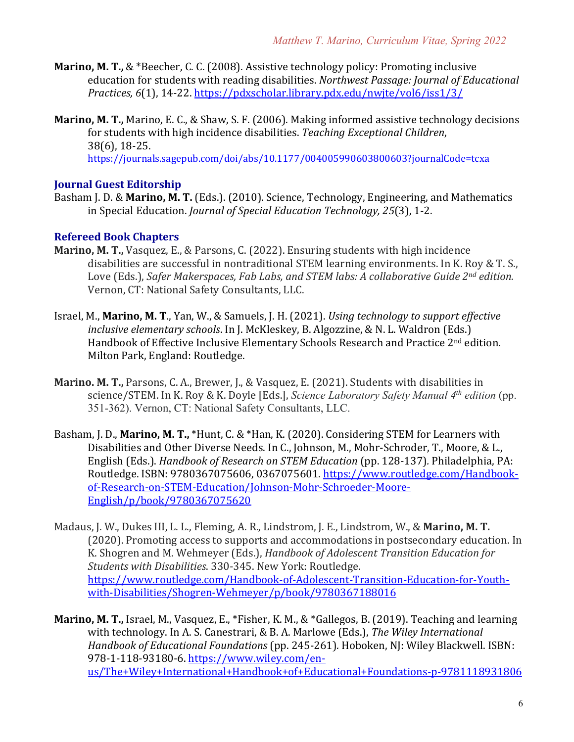**Marino, M. T.,** & *Beecher, C. C. (2008). Assistive technology policy: Promoting inclusive education for students with reading disabilities. *Northwest Passage: Journal of Educational Practices, 6*(1), 14-22. https://pdxscholar.library.pdx.edu/nwjte/vol6/iss1/3/

**Marino, M. T.,** Marino, E. C., & Shaw, S. F. (2006). Making informed assistive technology decisions for students with high incidence disabilities. *Teaching Exceptional Children*, 38(6), 18-25. https://journals.sagepub.com/doi/abs/10.1177/004005990603800603?journalCode=tcxa

## Journal Guest Editorship

Basham J. D. & **Marino, M. T.** (Eds.). (2010). Science, Technology, Engineering, and Mathematics in Special Education. *Journal of Special Education Technology, 25*(3), 1-2.

## Refereed Book Chapters

**Marino, M. T.,** Vasquez, E., & Parsons, C. (2022). Ensuring students with high incidence disabilities are successful in nontraditional STEM learning environments. In K. Roy & T. S., Love (Eds.), *Safer Makerspaces, Fab Labs, and STEM labs: A collaborative Guide 2nd edition.* Vernon, CT: National Safety Consultants, LLC.

Israel, M., **Marino, M. T**., Yan, W., & Samuels, J. H. (2021). *Using technology to support effective inclusive elementary schools*. In J. McKleskey, B. Algozzine, & N. L. Waldron (Eds.) Handbook of Effective Inclusive Elementary Schools Research and Practice 2nd edition. Milton Park, England: Routledge.

**Marino. M. T.,** Parsons, C. A., Brewer, J., & Vasquez, E. (2021). Students with disabilities in science/STEM. In K. Roy & K. Doyle [Eds.], *Science Laboratory Safety Manual 4th edition* (pp. 351-362). Vernon, CT: National Safety Consultants, LLC.

Basham, J. D., **Marino, M. T.,** *Hunt, C. & *Han, K. (2020). Considering STEM for Learners with Disabilities and Other Diverse Needs. In C., Johnson, M., Mohr-Schroder, T., Moore, & L., English (Eds.). *Handbook of Research on STEM Education* (pp. 128-137). Philadelphia, PA: Routledge. ISBN: 9780367075606, 0367075601. https://www.routledge.com/Handbook-of-Research-on-STEM-Education/Johnson-Mohr-Schroeder-Moore-English/p/book/9780367075620

Madaus, J. W., Dukes III, L. L., Fleming, A. R., Lindstrom, J. E., Lindstrom, W., & **Marino, M. T.** (2020). Promoting access to supports and accommodations in postsecondary education. In K. Shogren and M. Wehmeyer (Eds.), *Handbook of Adolescent Transition Education for Students with Disabilities*. 330-345. New York: Routledge. https://www.routledge.com/Handbook-of-Adolescent-Transition-Education-for-Youth-with-Disabilities/Shogren-Wehmeyer/p/book/9780367188016

**Marino, M. T.,** Israel, M., Vasquez, E., *Fisher, K. M., & *Gallegos, B. (2019). Teaching and learning with technology. In A. S. Canestrari, & B. A. Marlowe (Eds.), *The Wiley International Handbook of Educational Foundations* (pp. 245-261). Hoboken, NJ: Wiley Blackwell. ISBN: 978-1-118-93180-6. https://www.wiley.com/en-us/The+Wiley+International+Handbook+of+Educational+Foundations-p-9781118931806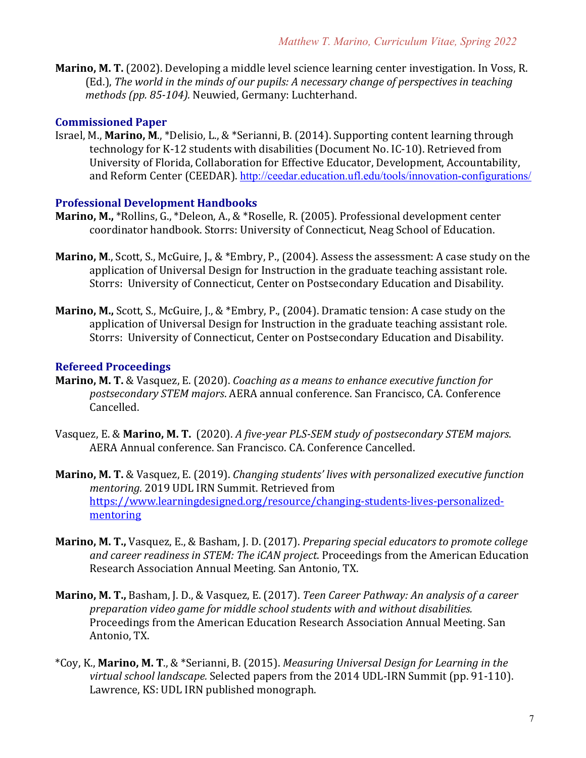**Marino, M. T.** (2002). Developing a middle level science learning center investigation. In Voss, R. (Ed.), *The world in the minds of our pupils: A necessary change of perspectives in teaching methods (pp. 85-104).* Neuwied, Germany: Luchterhand.

### Commissioned Paper

Israel, M., **Marino, M.**, *Delisio, L., & *Serianni, B. (2014). Supporting content learning through technology for K-12 students with disabilities (Document No. IC-10). Retrieved from University of Florida, Collaboration for Effective Educator, Development, Accountability, and Reform Center (CEEDAR). http://ceedar.education.ufl.edu/tools/innovation-configurations/

### Professional Development Handbooks

**Marino, M.,** *Rollins, G., *Deleon, A., & *Roselle, R. (2005). Professional development center coordinator handbook. Storrs: University of Connecticut, Neag School of Education.

**Marino, M.**, Scott, S., McGuire, J., & *Embry, P., (2004). Assess the assessment: A case study on the application of Universal Design for Instruction in the graduate teaching assistant role. Storrs: University of Connecticut, Center on Postsecondary Education and Disability.

**Marino, M.,** Scott, S., McGuire, J., & *Embry, P., (2004). Dramatic tension: A case study on the application of Universal Design for Instruction in the graduate teaching assistant role. Storrs: University of Connecticut, Center on Postsecondary Education and Disability.

### Refereed Proceedings

**Marino, M. T.** & Vasquez, E. (2020). *Coaching as a means to enhance executive function for postsecondary STEM majors*. AERA annual conference. San Francisco, CA. Conference Cancelled.

Vasquez, E. & **Marino, M. T.** (2020). *A five-year PLS-SEM study of postsecondary STEM majors*. AERA Annual conference. San Francisco. CA. Conference Cancelled.

**Marino, M. T.** & Vasquez, E. (2019). *Changing students' lives with personalized executive function mentoring.* 2019 UDL IRN Summit. Retrieved from https://www.learningdesigned.org/resource/changing-students-lives-personalized-mentoring

**Marino, M. T.,** Vasquez, E., & Basham, J. D. (2017). *Preparing special educators to promote college and career readiness in STEM: The iCAN project.* Proceedings from the American Education Research Association Annual Meeting. San Antonio, TX.

**Marino, M. T.,** Basham, J. D., & Vasquez, E. (2017). *Teen Career Pathway: An analysis of a career preparation video game for middle school students with and without disabilities.* Proceedings from the American Education Research Association Annual Meeting. San Antonio, TX.

*Coy, K., **Marino, M. T**., & *Serianni, B. (2015). *Measuring Universal Design for Learning in the virtual school landscape.* Selected papers from the 2014 UDL-IRN Summit (pp. 91-110). Lawrence, KS: UDL IRN published monograph.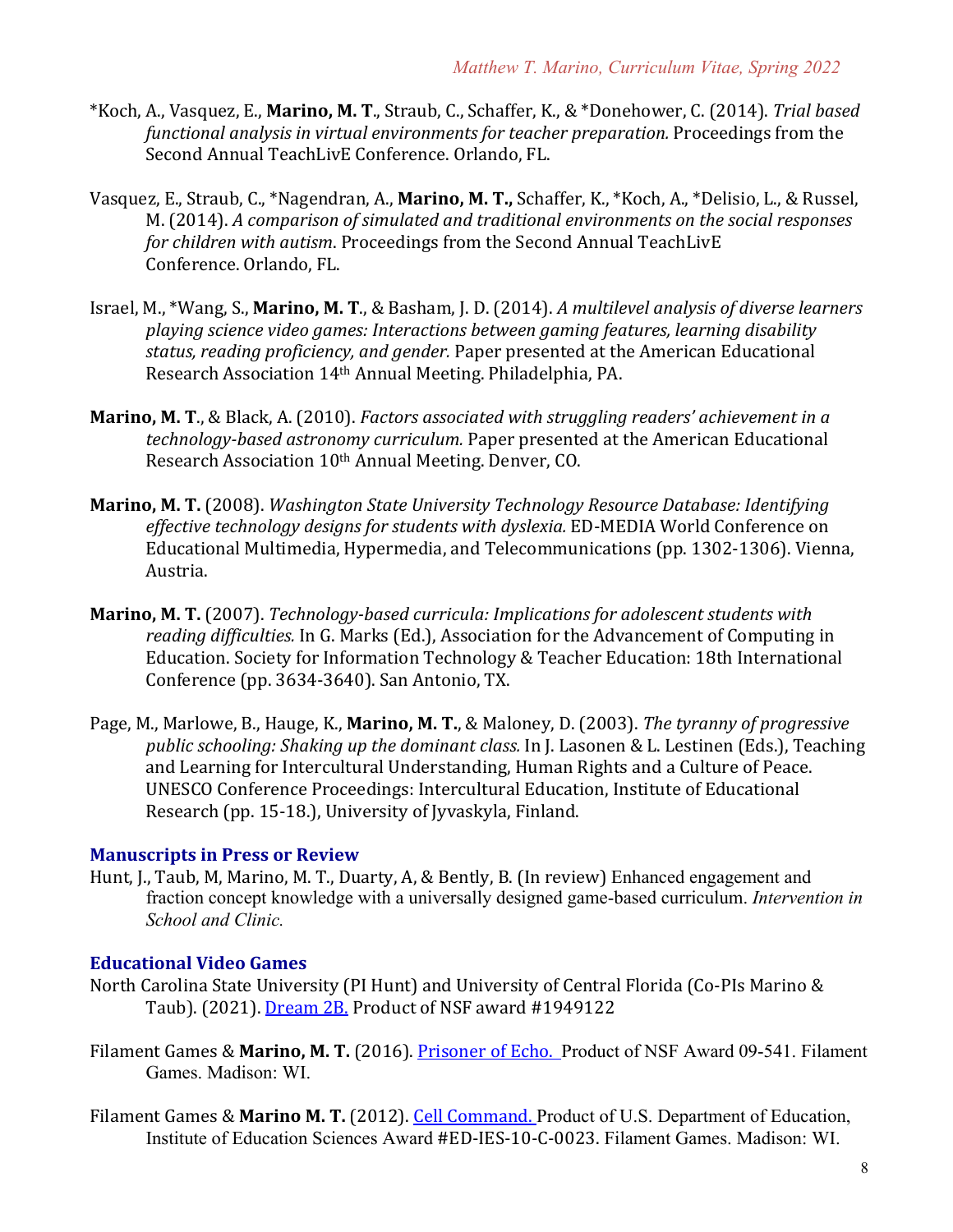*Koch, A., Vasquez, E., **Marino, M. T**., Straub, C., Schaffer, K., & *Donehower, C. (2014). *Trial based functional analysis in virtual environments for teacher preparation.* Proceedings from the Second Annual TeachLivE Conference. Orlando, FL.

Vasquez, E., Straub, C., *Nagendran, A., **Marino, M. T.,** Schaffer, K., *Koch, A., *Delisio, L., & Russel, M. (2014). *A comparison of simulated and traditional environments on the social responses for children with autism*. Proceedings from the Second Annual TeachLivE Conference. Orlando, FL.

Israel, M., *Wang, S., **Marino, M. T**., & Basham, J. D. (2014). *A multilevel analysis of diverse learners playing science video games: Interactions between gaming features, learning disability status, reading proficiency, and gender.* Paper presented at the American Educational Research Association 14th Annual Meeting. Philadelphia, PA.

**Marino, M. T**., & Black, A. (2010). *Factors associated with struggling readers' achievement in a technology-based astronomy curriculum.* Paper presented at the American Educational Research Association 10th Annual Meeting. Denver, CO.

**Marino, M. T.** (2008). *Washington State University Technology Resource Database: Identifying effective technology designs for students with dyslexia.* ED-MEDIA World Conference on Educational Multimedia, Hypermedia, and Telecommunications (pp. 1302-1306). Vienna, Austria.

**Marino, M. T.** (2007). *Technology-based curricula: Implications for adolescent students with reading difficulties.* In G. Marks (Ed.), Association for the Advancement of Computing in Education. Society for Information Technology & Teacher Education: 18th International Conference (pp. 3634-3640). San Antonio, TX.

Page, M., Marlowe, B., Hauge, K., **Marino, M. T.**, & Maloney, D. (2003). *The tyranny of progressive public schooling: Shaking up the dominant class.* In J. Lasonen & L. Lestinen (Eds.), Teaching and Learning for Intercultural Understanding, Human Rights and a Culture of Peace. UNESCO Conference Proceedings: Intercultural Education, Institute of Educational Research (pp. 15-18.), University of Jyvaskyla, Finland.

## Manuscripts in Press or Review

Hunt, J., Taub, M, Marino, M. T., Duarty, A, & Bently, B. (In review) Enhanced engagement and fraction concept knowledge with a universally designed game-based curriculum. *Intervention in School and Clinic.*

## Educational Video Games

North Carolina State University (PI Hunt) and University of Central Florida (Co-PIs Marino & Taub). (2021). Dream 2B. Product of NSF award #1949122

Filament Games & **Marino, M. T.** (2016). Prisoner of Echo. Product of NSF Award 09-541. Filament Games. Madison: WI.

Filament Games & **Marino M. T.** (2012). Cell Command. Product of U.S. Department of Education, Institute of Education Sciences Award #ED-IES-10-C-0023. Filament Games. Madison: WI.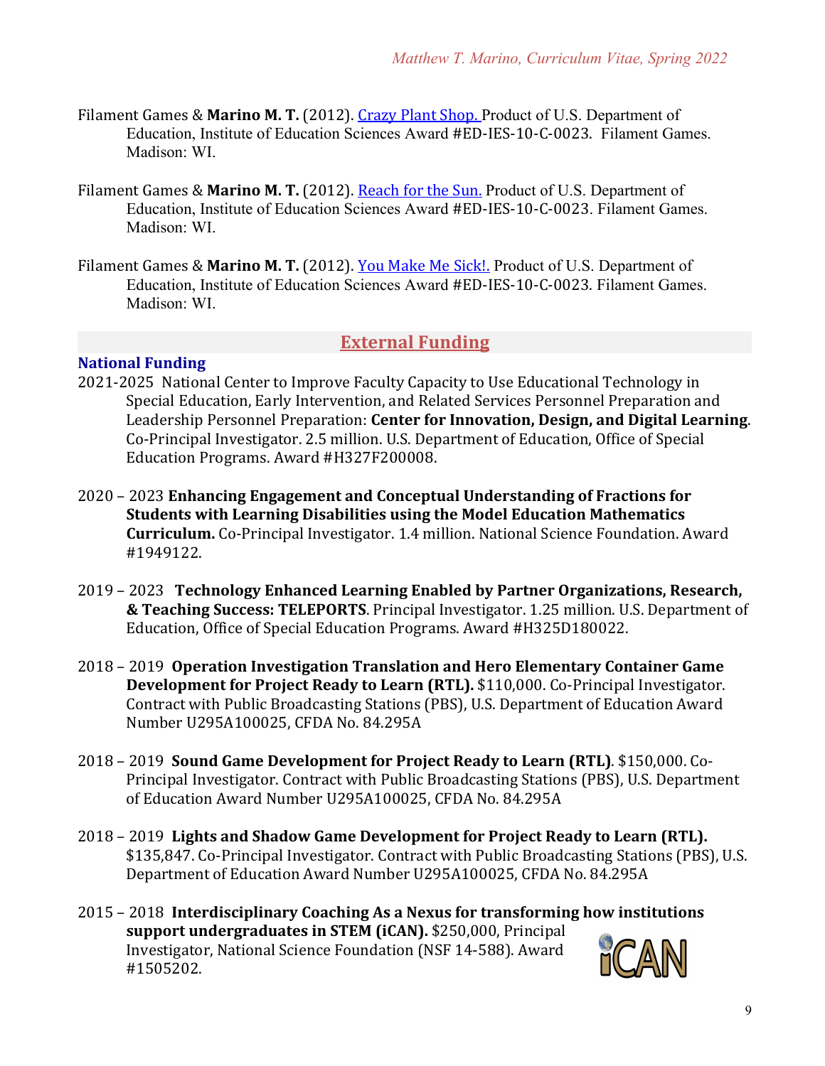Filament Games & **Marino M. T.** (2012). Crazy Plant Shop. Product of U.S. Department of Education, Institute of Education Sciences Award #ED-IES-10-C-0023. Filament Games. Madison: WI.

Filament Games & **Marino M. T.** (2012). Reach for the Sun. Product of U.S. Department of Education, Institute of Education Sciences Award #ED-IES-10-C-0023. Filament Games. Madison: WI.

Filament Games & **Marino M. T.** (2012). You Make Me Sick!. Product of U.S. Department of Education, Institute of Education Sciences Award #ED-IES-10-C-0023. Filament Games. Madison: WI.

## External Funding

### National Funding

2021-2025 National Center to Improve Faculty Capacity to Use Educational Technology in Special Education, Early Intervention, and Related Services Personnel Preparation and Leadership Personnel Preparation: **Center for Innovation, Design, and Digital Learning**. Co-Principal Investigator. 2.5 million. U.S. Department of Education, Office of Special Education Programs. Award #H327F200008.

2020 – 2023 **Enhancing Engagement and Conceptual Understanding of Fractions for Students with Learning Disabilities using the Model Education Mathematics Curriculum.** Co-Principal Investigator. 1.4 million. National Science Foundation. Award #1949122.

2019 – 2023 **Technology Enhanced Learning Enabled by Partner Organizations, Research, & Teaching Success: TELEPORTS**. Principal Investigator. 1.25 million. U.S. Department of Education, Office of Special Education Programs. Award #H325D180022.

2018 – 2019 **Operation Investigation Translation and Hero Elementary Container Game Development for Project Ready to Learn (RTL).** $110,000. Co-Principal Investigator. Contract with Public Broadcasting Stations (PBS), U.S. Department of Education Award Number U295A100025, CFDA No. 84.295A

2018 – 2019 **Sound Game Development for Project Ready to Learn (RTL)**. $150,000. Co-Principal Investigator. Contract with Public Broadcasting Stations (PBS), U.S. Department of Education Award Number U295A100025, CFDA No. 84.295A

2018 – 2019 **Lights and Shadow Game Development for Project Ready to Learn (RTL).** $135,847. Co-Principal Investigator. Contract with Public Broadcasting Stations (PBS), U.S. Department of Education Award Number U295A100025, CFDA No. 84.295A

2015 – 2018 **Interdisciplinary Coaching As a Nexus for transforming how institutions support undergraduates in STEM (iCAN).** $250,000, Principal Investigator, National Science Foundation (NSF 14-588). Award #1505202.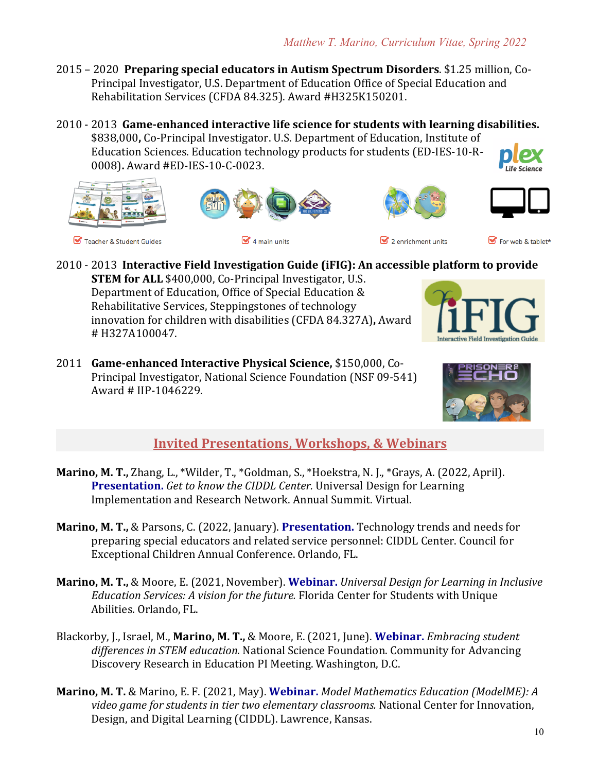2015 – 2020 **Preparing special educators in Autism Spectrum Disorders**. $1.25 million, Co-Principal Investigator, U.S. Department of Education Office of Special Education and Rehabilitation Services (CFDA 84.325). Award #H325K150201.

2010 - 2013 **Game-enhanced interactive life science for students with learning disabilities.** $838,000**,** Co-Principal Investigator. U.S. Department of Education, Institute of Education Sciences. Education technology products for students (ED-IES-10-R-0008)**.** Award #ED-IES-10-C-0023.

Teacher & Student Guides — 4 main units — 2 enrichment units — For web & tablet*

2010 - 2013 **Interactive Field Investigation Guide (iFIG): An accessible platform to provide STEM for ALL** $400,000, Co-Principal Investigator, U.S. Department of Education, Office of Special Education & Rehabilitative Services, Steppingstones of technology innovation for children with disabilities (CFDA 84.327A)**,** Award # H327A100047.

2011 **Game-enhanced Interactive Physical Science,** $150,000, Co-Principal Investigator, National Science Foundation (NSF 09-541) Award # IIP-1046229.

## Invited Presentations, Workshops, & Webinars

**Marino, M. T.,** Zhang, L., *Wilder, T., *Goldman, S., *Hoekstra, N. J., *Grays, A. (2022, April). **Presentation.** *Get to know the CIDDL Center.* Universal Design for Learning Implementation and Research Network. Annual Summit. Virtual.

**Marino, M. T.,** & Parsons, C. (2022, January). **Presentation.** Technology trends and needs for preparing special educators and related service personnel: CIDDL Center. Council for Exceptional Children Annual Conference. Orlando, FL.

**Marino, M. T.,** & Moore, E. (2021, November). **Webinar.** *Universal Design for Learning in Inclusive Education Services: A vision for the future.* Florida Center for Students with Unique Abilities. Orlando, FL.

Blackorby, J., Israel, M., **Marino, M. T.,** & Moore, E. (2021, June). **Webinar.** *Embracing student differences in STEM education.* National Science Foundation. Community for Advancing Discovery Research in Education PI Meeting. Washington, D.C.

**Marino, M. T.** & Marino, E. F. (2021, May). **Webinar.** *Model Mathematics Education (ModelME): A video game for students in tier two elementary classrooms.* National Center for Innovation, Design, and Digital Learning (CIDDL). Lawrence, Kansas.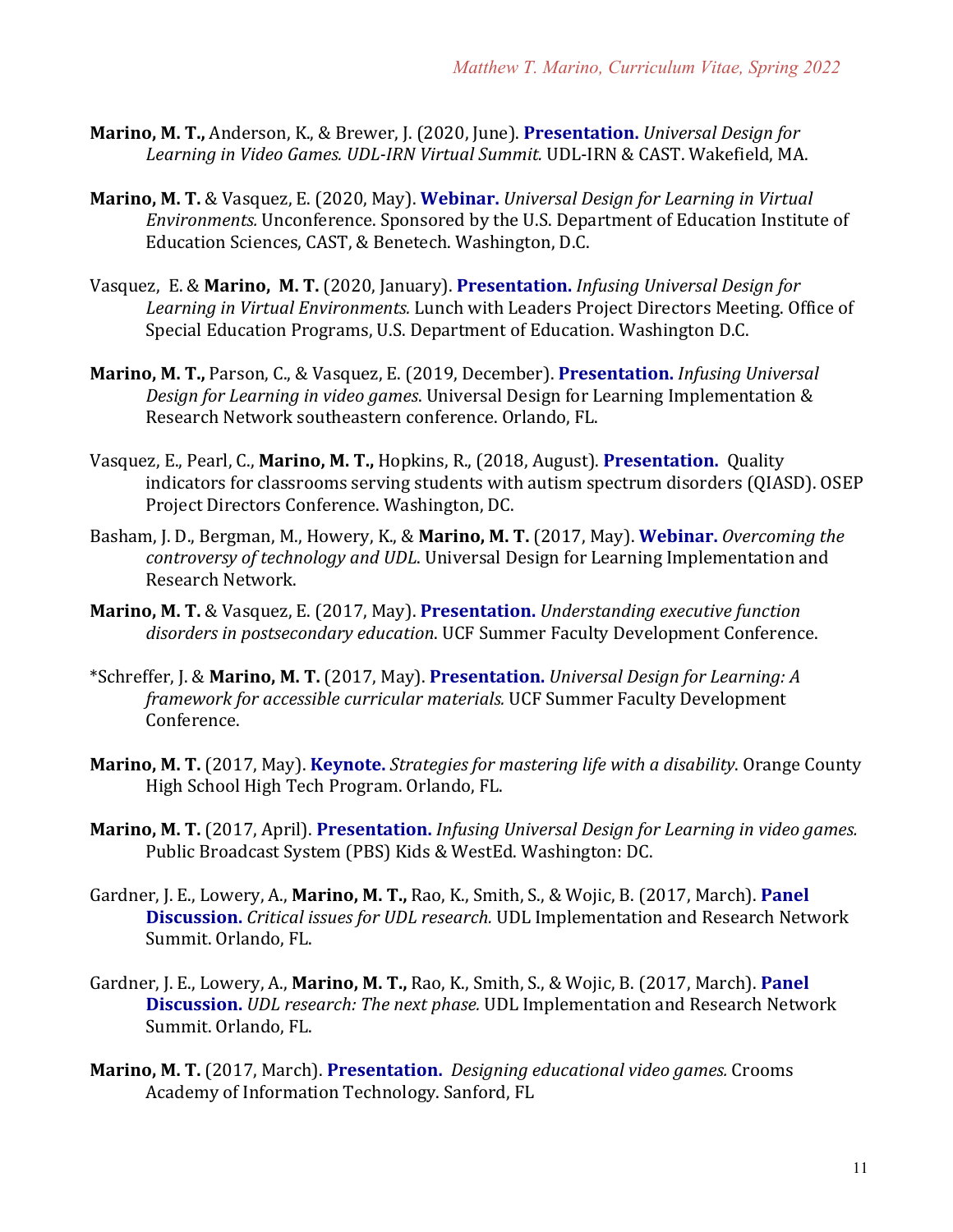**Marino, M. T.,** Anderson, K., & Brewer, J. (2020, June). **Presentation.** *Universal Design for Learning in Video Games. UDL-IRN Virtual Summit.* UDL-IRN & CAST. Wakefield, MA.

**Marino, M. T.** & Vasquez, E. (2020, May). **Webinar.** *Universal Design for Learning in Virtual Environments.* Unconference. Sponsored by the U.S. Department of Education Institute of Education Sciences, CAST, & Benetech. Washington, D.C.

Vasquez, E. & **Marino, M. T.** (2020, January). **Presentation.** *Infusing Universal Design for Learning in Virtual Environments.* Lunch with Leaders Project Directors Meeting. Office of Special Education Programs, U.S. Department of Education. Washington D.C.

**Marino, M. T.,** Parson, C., & Vasquez, E. (2019, December). **Presentation.** *Infusing Universal Design for Learning in video games*. Universal Design for Learning Implementation & Research Network southeastern conference. Orlando, FL.

Vasquez, E., Pearl, C., **Marino, M. T.,** Hopkins, R., (2018, August). **Presentation.** Quality indicators for classrooms serving students with autism spectrum disorders (QIASD). OSEP Project Directors Conference. Washington, DC.

Basham, J. D., Bergman, M., Howery, K., & **Marino, M. T.** (2017, May). **Webinar.** *Overcoming the controversy of technology and UDL*. Universal Design for Learning Implementation and Research Network.

**Marino, M. T.** & Vasquez, E. (2017, May). **Presentation.** *Understanding executive function disorders in postsecondary education*. UCF Summer Faculty Development Conference.

*Schreffer, J. & **Marino, M. T.** (2017, May). **Presentation.** *Universal Design for Learning: A framework for accessible curricular materials.* UCF Summer Faculty Development Conference.

**Marino, M. T.** (2017, May). **Keynote.** *Strategies for mastering life with a disability*. Orange County High School High Tech Program. Orlando, FL.

**Marino, M. T.** (2017, April). **Presentation.** *Infusing Universal Design for Learning in video games.* Public Broadcast System (PBS) Kids & WestEd. Washington: DC.

Gardner, J. E., Lowery, A., **Marino, M. T.,** Rao, K., Smith, S., & Wojic, B. (2017, March). **Panel Discussion.** *Critical issues for UDL research.* UDL Implementation and Research Network Summit. Orlando, FL.

Gardner, J. E., Lowery, A., **Marino, M. T.,** Rao, K., Smith, S., & Wojic, B. (2017, March). **Panel Discussion.** *UDL research: The next phase.* UDL Implementation and Research Network Summit. Orlando, FL.

**Marino, M. T.** (2017, March). **Presentation.** *Designing educational video games.* Crooms Academy of Information Technology. Sanford, FL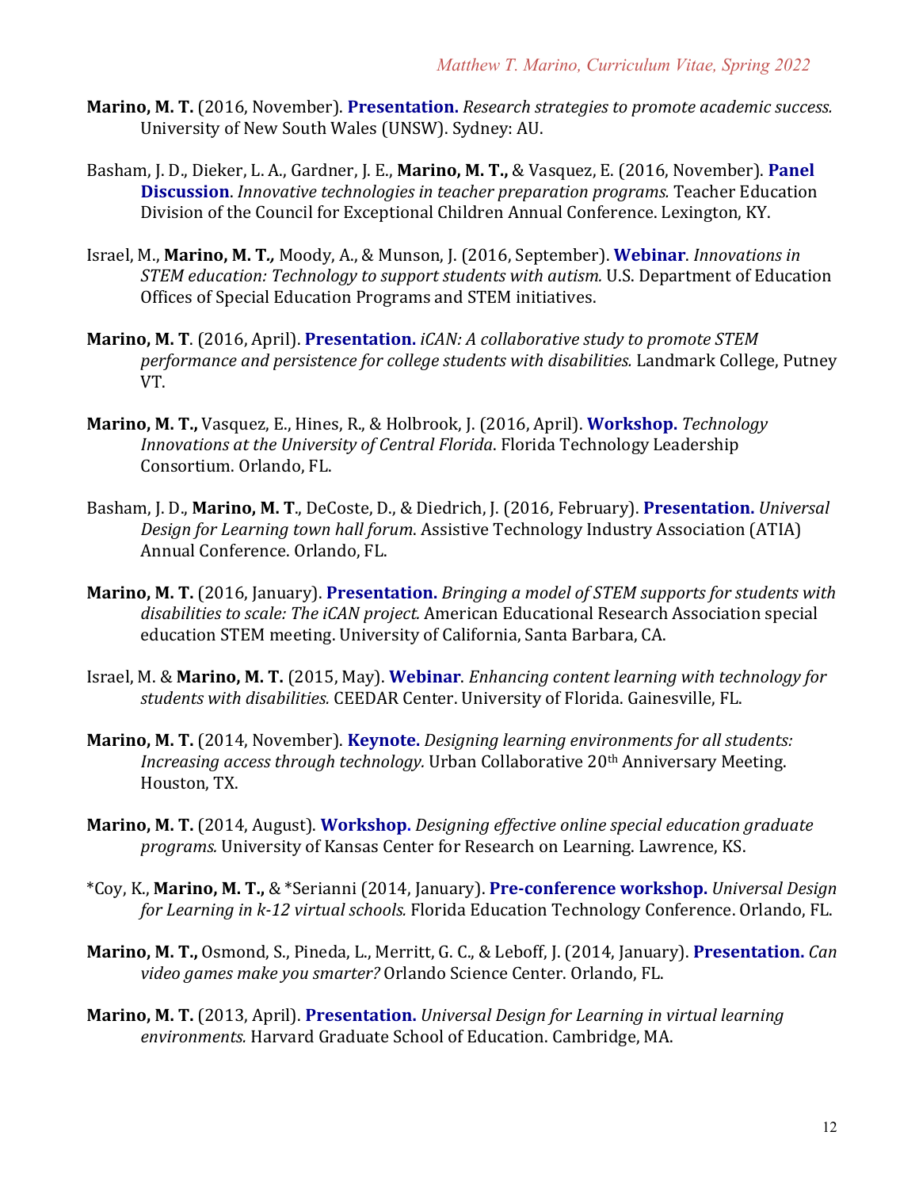**Marino, M. T.** (2016, November). **Presentation.** *Research strategies to promote academic success.* University of New South Wales (UNSW). Sydney: AU.

Basham, J. D., Dieker, L. A., Gardner, J. E., **Marino, M. T.,** & Vasquez, E. (2016, November). **Panel Discussion**. *Innovative technologies in teacher preparation programs.* Teacher Education Division of the Council for Exceptional Children Annual Conference. Lexington, KY.

Israel, M., **Marino, M. T.,** Moody, A., & Munson, J. (2016, September). **Webinar**. *Innovations in STEM education: Technology to support students with autism.* U.S. Department of Education Offices of Special Education Programs and STEM initiatives.

**Marino, M. T**. (2016, April). **Presentation.** *iCAN: A collaborative study to promote STEM performance and persistence for college students with disabilities.* Landmark College, Putney VT.

**Marino, M. T.,** Vasquez, E., Hines, R., & Holbrook, J. (2016, April). **Workshop.** *Technology Innovations at the University of Central Florida*. Florida Technology Leadership Consortium. Orlando, FL.

Basham, J. D., **Marino, M. T**., DeCoste, D., & Diedrich, J. (2016, February). **Presentation.** *Universal Design for Learning town hall forum*. Assistive Technology Industry Association (ATIA) Annual Conference. Orlando, FL.

**Marino, M. T.** (2016, January). **Presentation.** *Bringing a model of STEM supports for students with disabilities to scale: The iCAN project.* American Educational Research Association special education STEM meeting. University of California, Santa Barbara, CA.

Israel, M. & **Marino, M. T.** (2015, May). **Webinar**. *Enhancing content learning with technology for students with disabilities.* CEEDAR Center. University of Florida. Gainesville, FL.

**Marino, M. T.** (2014, November). **Keynote.** *Designing learning environments for all students: Increasing access through technology.* Urban Collaborative 20th Anniversary Meeting. Houston, TX.

**Marino, M. T.** (2014, August). **Workshop.** *Designing effective online special education graduate programs.* University of Kansas Center for Research on Learning. Lawrence, KS.

*Coy, K., **Marino, M. T.,** & *Serianni (2014, January). **Pre-conference workshop.** *Universal Design for Learning in k-12 virtual schools.* Florida Education Technology Conference. Orlando, FL.

**Marino, M. T.,** Osmond, S., Pineda, L., Merritt, G. C., & Leboff, J. (2014, January). **Presentation.** *Can video games make you smarter?* Orlando Science Center. Orlando, FL.

**Marino, M. T.** (2013, April). **Presentation.** *Universal Design for Learning in virtual learning environments.* Harvard Graduate School of Education. Cambridge, MA.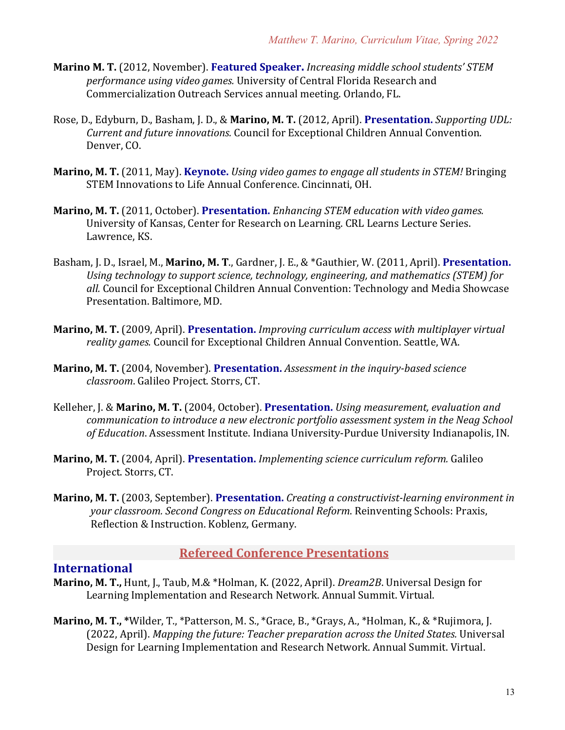**Marino M. T.** (2012, November). **Featured Speaker.** *Increasing middle school students' STEM performance using video games.* University of Central Florida Research and Commercialization Outreach Services annual meeting. Orlando, FL.

Rose, D., Edyburn, D., Basham, J. D., & **Marino, M. T.** (2012, April). **Presentation.** *Supporting UDL: Current and future innovations.* Council for Exceptional Children Annual Convention. Denver, CO.

**Marino, M. T.** (2011, May). **Keynote.** *Using video games to engage all students in STEM!* Bringing STEM Innovations to Life Annual Conference. Cincinnati, OH.

**Marino, M. T.** (2011, October). **Presentation.** *Enhancing STEM education with video games.* University of Kansas, Center for Research on Learning. CRL Learns Lecture Series. Lawrence, KS.

Basham, J. D., Israel, M., **Marino, M. T**., Gardner, J. E., & *Gauthier, W. (2011, April). **Presentation.** *Using technology to support science, technology, engineering, and mathematics (STEM) for all.* Council for Exceptional Children Annual Convention: Technology and Media Showcase Presentation. Baltimore, MD.

**Marino, M. T.** (2009, April). **Presentation.** *Improving curriculum access with multiplayer virtual reality games.* Council for Exceptional Children Annual Convention. Seattle, WA.

**Marino, M. T.** (2004, November). **Presentation.** *Assessment in the inquiry-based science classroom*. Galileo Project. Storrs, CT.

Kelleher, J. & **Marino, M. T.** (2004, October). **Presentation.** *Using measurement, evaluation and communication to introduce a new electronic portfolio assessment system in the Neag School of Education*. Assessment Institute. Indiana University-Purdue University Indianapolis, IN.

**Marino, M. T.** (2004, April). **Presentation.** *Implementing science curriculum reform.* Galileo Project. Storrs, CT.

**Marino, M. T.** (2003, September). **Presentation.** *Creating a constructivist-learning environment in your classroom. Second Congress on Educational Reform*. Reinventing Schools: Praxis, Reflection & Instruction. Koblenz, Germany.

## Refereed Conference Presentations

### International

**Marino, M. T.,** Hunt, J., Taub, M.& *Holman, K. (2022, April). *Dream2B*. Universal Design for Learning Implementation and Research Network. Annual Summit. Virtual.

**Marino, M. T., ***Wilder, T., *Patterson, M. S., *Grace, B., *Grays, A., *Holman, K., & *Rujimora, J. (2022, April). *Mapping the future: Teacher preparation across the United States.* Universal Design for Learning Implementation and Research Network. Annual Summit. Virtual.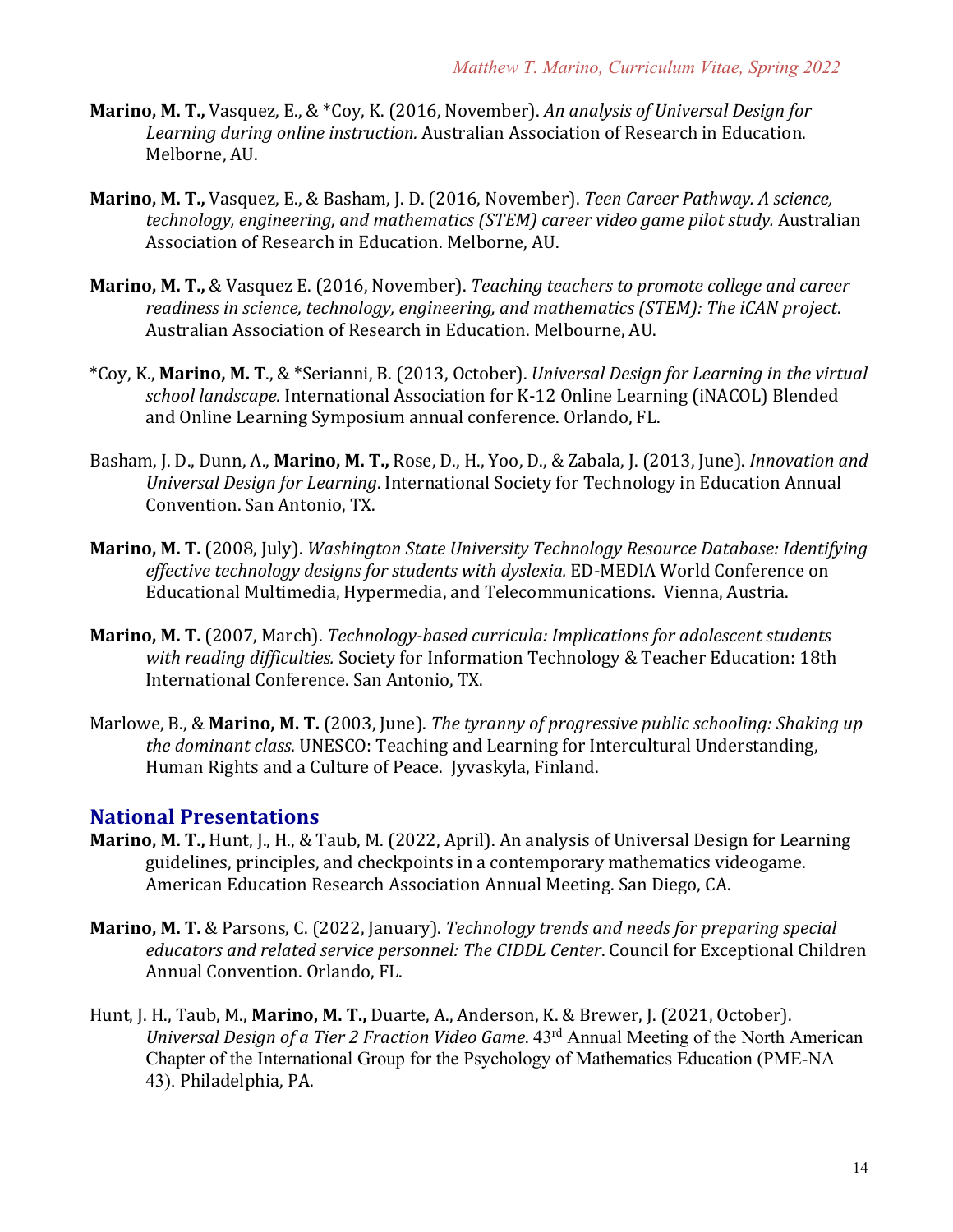**Marino, M. T.,** Vasquez, E., & *Coy, K. (2016, November). *An analysis of Universal Design for Learning during online instruction.* Australian Association of Research in Education. Melborne, AU.

**Marino, M. T.,** Vasquez, E., & Basham, J. D. (2016, November). *Teen Career Pathway. A science, technology, engineering, and mathematics (STEM) career video game pilot study.* Australian Association of Research in Education. Melborne, AU.

**Marino, M. T.,** & Vasquez E. (2016, November). *Teaching teachers to promote college and career readiness in science, technology, engineering, and mathematics (STEM): The iCAN project*. Australian Association of Research in Education. Melbourne, AU.

*Coy, K., **Marino, M. T**., & *Serianni, B. (2013, October). *Universal Design for Learning in the virtual school landscape.* International Association for K-12 Online Learning (iNACOL) Blended and Online Learning Symposium annual conference. Orlando, FL.

Basham, J. D., Dunn, A., **Marino, M. T.,** Rose, D., H., Yoo, D., & Zabala, J. (2013, June). *Innovation and Universal Design for Learning*. International Society for Technology in Education Annual Convention. San Antonio, TX.

**Marino, M. T.** (2008, July). *Washington State University Technology Resource Database: Identifying effective technology designs for students with dyslexia.* ED-MEDIA World Conference on Educational Multimedia, Hypermedia, and Telecommunications. Vienna, Austria.

**Marino, M. T.** (2007, March). *Technology-based curricula: Implications for adolescent students with reading difficulties.* Society for Information Technology & Teacher Education: 18th International Conference. San Antonio, TX.

Marlowe, B., & **Marino, M. T.** (2003, June). *The tyranny of progressive public schooling: Shaking up the dominant class*. UNESCO: Teaching and Learning for Intercultural Understanding, Human Rights and a Culture of Peace. Jyvaskyla, Finland.

## National Presentations

**Marino, M. T.,** Hunt, J., H., & Taub, M. (2022, April). An analysis of Universal Design for Learning guidelines, principles, and checkpoints in a contemporary mathematics videogame. American Education Research Association Annual Meeting. San Diego, CA.

**Marino, M. T.** & Parsons, C. (2022, January). *Technology trends and needs for preparing special educators and related service personnel: The CIDDL Center*. Council for Exceptional Children Annual Convention. Orlando, FL.

Hunt, J. H., Taub, M., **Marino, M. T.,** Duarte, A., Anderson, K. & Brewer, J. (2021, October). *Universal Design of a Tier 2 Fraction Video Game*. 43rd Annual Meeting of the North American Chapter of the International Group for the Psychology of Mathematics Education (PME-NA 43). Philadelphia, PA.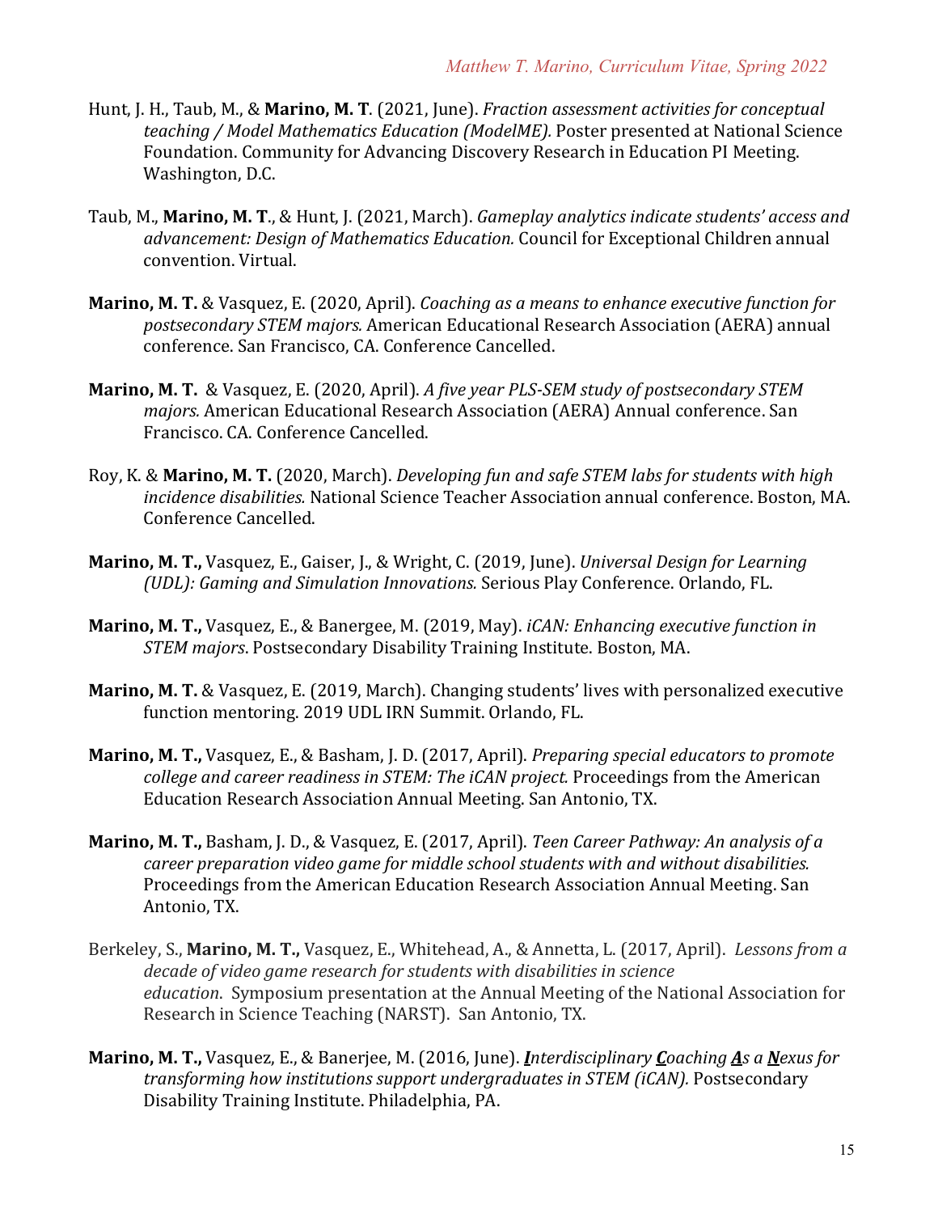Hunt, J. H., Taub, M., & **Marino, M. T**. (2021, June). *Fraction assessment activities for conceptual teaching / Model Mathematics Education (ModelME).* Poster presented at National Science Foundation. Community for Advancing Discovery Research in Education PI Meeting. Washington, D.C.

Taub, M., **Marino, M. T**., & Hunt, J. (2021, March). *Gameplay analytics indicate students' access and advancement: Design of Mathematics Education.* Council for Exceptional Children annual convention. Virtual.

**Marino, M. T.** & Vasquez, E. (2020, April). *Coaching as a means to enhance executive function for postsecondary STEM majors.* American Educational Research Association (AERA) annual conference. San Francisco, CA. Conference Cancelled.

**Marino, M. T.** & Vasquez, E. (2020, April). *A five year PLS-SEM study of postsecondary STEM majors.* American Educational Research Association (AERA) Annual conference. San Francisco. CA. Conference Cancelled.

Roy, K. & **Marino, M. T.** (2020, March). *Developing fun and safe STEM labs for students with high incidence disabilities.* National Science Teacher Association annual conference. Boston, MA. Conference Cancelled.

**Marino, M. T.,** Vasquez, E., Gaiser, J., & Wright, C. (2019, June). *Universal Design for Learning (UDL): Gaming and Simulation Innovations.* Serious Play Conference. Orlando, FL.

**Marino, M. T.,** Vasquez, E., & Banergee, M. (2019, May). *iCAN: Enhancing executive function in STEM majors*. Postsecondary Disability Training Institute. Boston, MA.

**Marino, M. T.** & Vasquez, E. (2019, March). Changing students' lives with personalized executive function mentoring. 2019 UDL IRN Summit. Orlando, FL.

**Marino, M. T.,** Vasquez, E., & Basham, J. D. (2017, April). *Preparing special educators to promote college and career readiness in STEM: The iCAN project.* Proceedings from the American Education Research Association Annual Meeting. San Antonio, TX.

**Marino, M. T.,** Basham, J. D., & Vasquez, E. (2017, April). *Teen Career Pathway: An analysis of a career preparation video game for middle school students with and without disabilities.* Proceedings from the American Education Research Association Annual Meeting. San Antonio, TX.

Berkeley, S., **Marino, M. T.,** Vasquez, E., Whitehead, A., & Annetta, L. (2017, April). *Lessons from a decade of video game research for students with disabilities in science education*. Symposium presentation at the Annual Meeting of the National Association for Research in Science Teaching (NARST). San Antonio, TX.

**Marino, M. T.,** Vasquez, E., & Banerjee, M. (2016, June). ***I****nterdisciplinary* ***C****oaching* ***A****s a* ***N****exus for transforming how institutions support undergraduates in STEM (iCAN).* Postsecondary Disability Training Institute. Philadelphia, PA.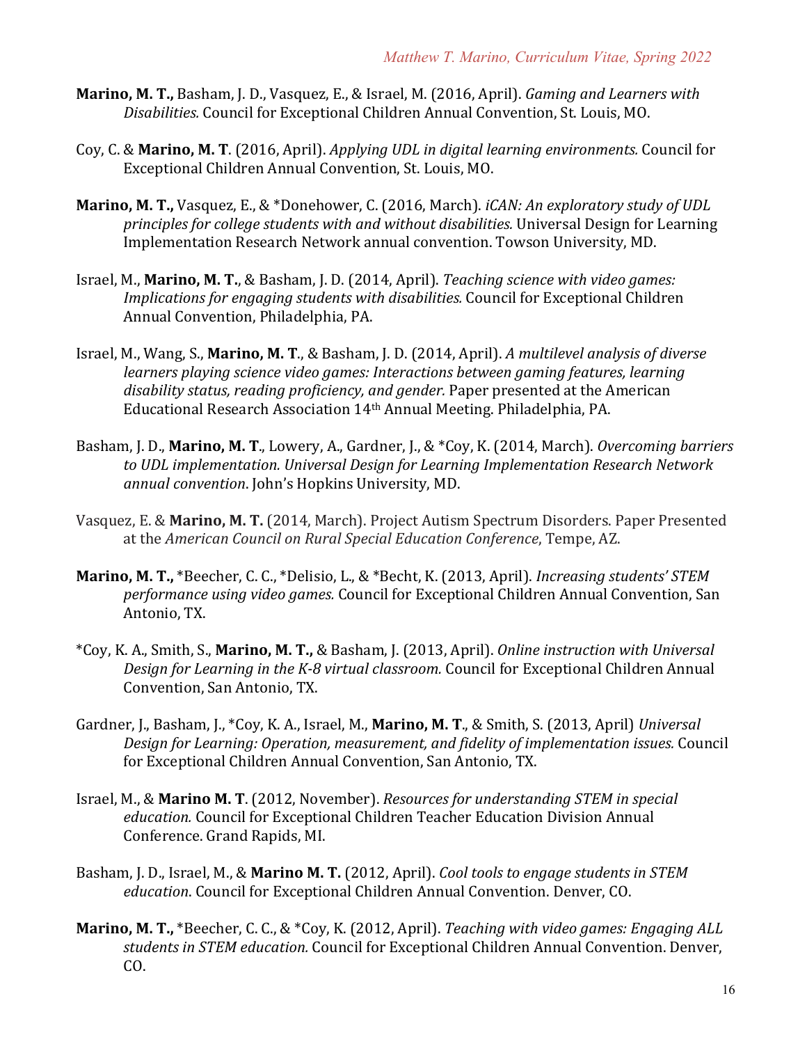**Marino, M. T.,** Basham, J. D., Vasquez, E., & Israel, M. (2016, April). *Gaming and Learners with Disabilities.* Council for Exceptional Children Annual Convention, St. Louis, MO.

Coy, C. & **Marino, M. T**. (2016, April). *Applying UDL in digital learning environments.* Council for Exceptional Children Annual Convention, St. Louis, MO.

**Marino, M. T.,** Vasquez, E., & *Donehower, C. (2016, March). *iCAN: An exploratory study of UDL principles for college students with and without disabilities.* Universal Design for Learning Implementation Research Network annual convention. Towson University, MD.

Israel, M., **Marino, M. T.**, & Basham, J. D. (2014, April). *Teaching science with video games: Implications for engaging students with disabilities.* Council for Exceptional Children Annual Convention, Philadelphia, PA.

Israel, M., Wang, S., **Marino, M. T**., & Basham, J. D. (2014, April). *A multilevel analysis of diverse learners playing science video games: Interactions between gaming features, learning disability status, reading proficiency, and gender.* Paper presented at the American Educational Research Association 14th Annual Meeting. Philadelphia, PA.

Basham, J. D., **Marino, M. T**., Lowery, A., Gardner, J., & *Coy, K. (2014, March). *Overcoming barriers to UDL implementation. Universal Design for Learning Implementation Research Network annual convention*. John's Hopkins University, MD.

Vasquez, E. & **Marino, M. T.** (2014, March). Project Autism Spectrum Disorders. Paper Presented at the *American Council on Rural Special Education Conference*, Tempe, AZ.

**Marino, M. T.,** *Beecher, C. C., *Delisio, L., & *Becht, K. (2013, April). *Increasing students' STEM performance using video games.* Council for Exceptional Children Annual Convention, San Antonio, TX.

*Coy, K. A., Smith, S., **Marino, M. T.,** & Basham, J. (2013, April). *Online instruction with Universal Design for Learning in the K-8 virtual classroom.* Council for Exceptional Children Annual Convention, San Antonio, TX.

Gardner, J., Basham, J., *Coy, K. A., Israel, M., **Marino, M. T**., & Smith, S. (2013, April) *Universal Design for Learning: Operation, measurement, and fidelity of implementation issues.* Council for Exceptional Children Annual Convention, San Antonio, TX.

Israel, M., & **Marino M. T**. (2012, November). *Resources for understanding STEM in special education.* Council for Exceptional Children Teacher Education Division Annual Conference. Grand Rapids, MI.

Basham, J. D., Israel, M., & **Marino M. T.** (2012, April). *Cool tools to engage students in STEM education*. Council for Exceptional Children Annual Convention. Denver, CO.

**Marino, M. T.,** *Beecher, C. C., & *Coy, K. (2012, April). *Teaching with video games: Engaging ALL students in STEM education.* Council for Exceptional Children Annual Convention. Denver, CO.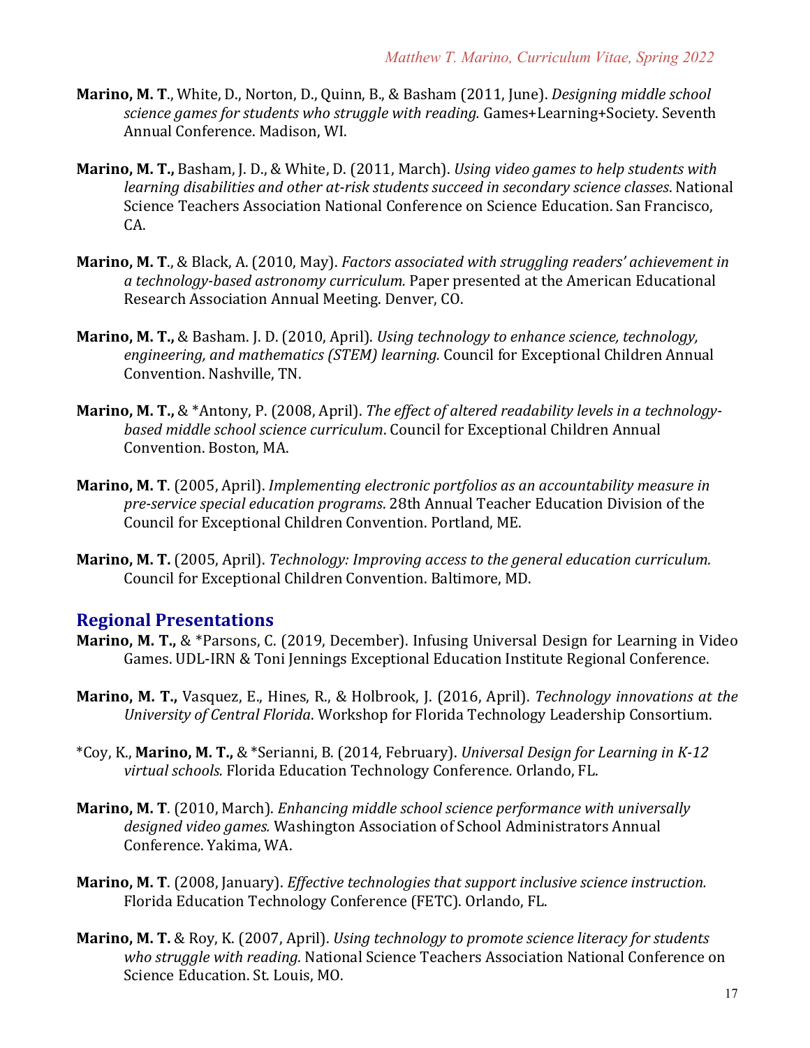**Marino, M. T**., White, D., Norton, D., Quinn, B., & Basham (2011, June). *Designing middle school science games for students who struggle with reading.* Games+Learning+Society. Seventh Annual Conference. Madison, WI.

**Marino, M. T.,** Basham, J. D., & White, D. (2011, March). *Using video games to help students with learning disabilities and other at-risk students succeed in secondary science classes*. National Science Teachers Association National Conference on Science Education. San Francisco, CA.

**Marino, M. T**., & Black, A. (2010, May). *Factors associated with struggling readers' achievement in a technology-based astronomy curriculum.* Paper presented at the American Educational Research Association Annual Meeting. Denver, CO.

**Marino, M. T.,** & Basham. J. D. (2010, April). *Using technology to enhance science, technology, engineering, and mathematics (STEM) learning.* Council for Exceptional Children Annual Convention. Nashville, TN.

**Marino, M. T.,** & *Antony, P. (2008, April). *The effect of altered readability levels in a technology-based middle school science curriculum*. Council for Exceptional Children Annual Convention. Boston, MA.

**Marino, M. T**. (2005, April). *Implementing electronic portfolios as an accountability measure in pre-service special education programs*. 28th Annual Teacher Education Division of the Council for Exceptional Children Convention. Portland, ME.

**Marino, M. T.** (2005, April). *Technology: Improving access to the general education curriculum.* Council for Exceptional Children Convention. Baltimore, MD.

## Regional Presentations

**Marino, M. T.,** & *Parsons, C. (2019, December). Infusing Universal Design for Learning in Video Games. UDL-IRN & Toni Jennings Exceptional Education Institute Regional Conference.

**Marino, M. T.,** Vasquez, E., Hines, R., & Holbrook, J. (2016, April). *Technology innovations at the University of Central Florida*. Workshop for Florida Technology Leadership Consortium.

*Coy, K., **Marino, M. T.,** & *Serianni, B. (2014, February). *Universal Design for Learning in K-12 virtual schools.* Florida Education Technology Conference. Orlando, FL.

**Marino, M. T**. (2010, March). *Enhancing middle school science performance with universally designed video games.* Washington Association of School Administrators Annual Conference. Yakima, WA.

**Marino, M. T**. (2008, January). *Effective technologies that support inclusive science instruction.* Florida Education Technology Conference (FETC). Orlando, FL.

**Marino, M. T.** & Roy, K. (2007, April). *Using technology to promote science literacy for students who struggle with reading.* National Science Teachers Association National Conference on Science Education. St. Louis, MO.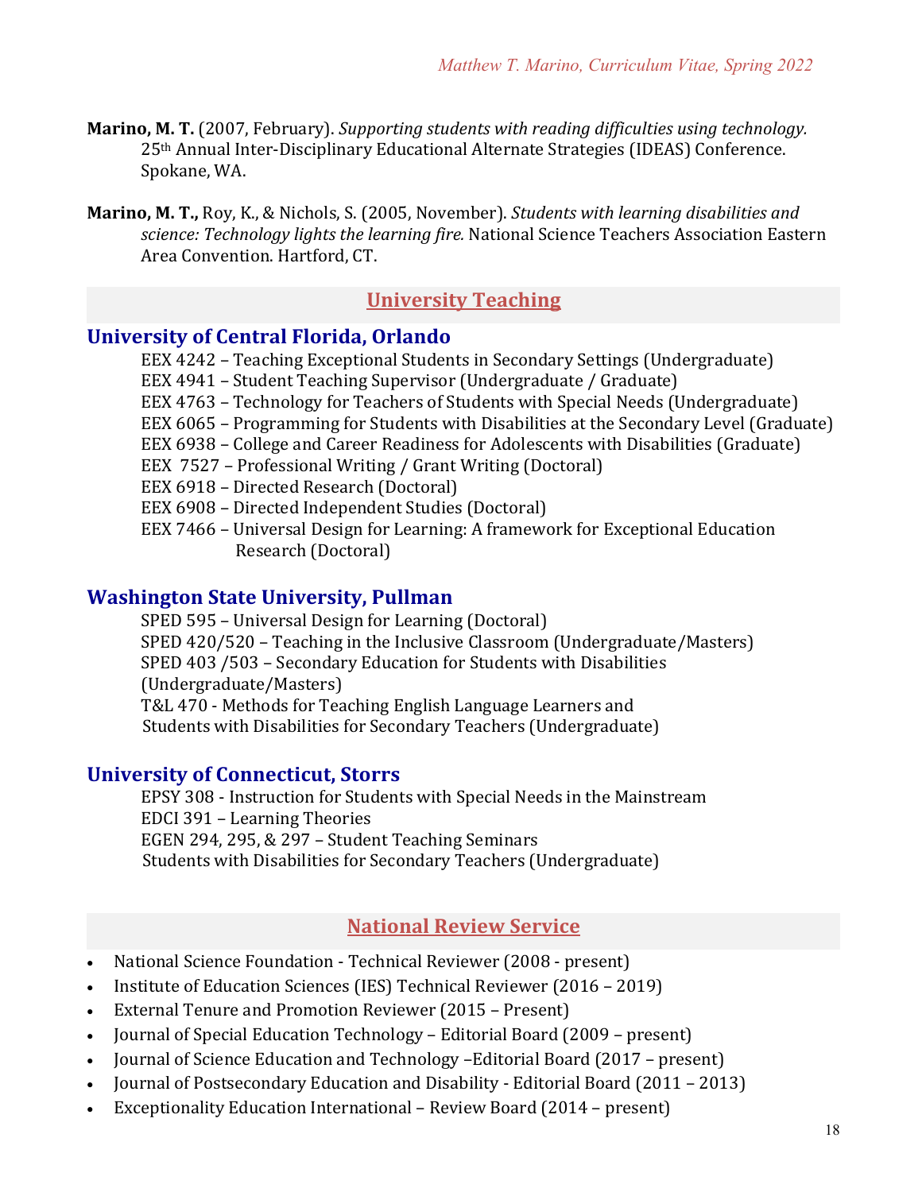**Marino, M. T.** (2007, February). *Supporting students with reading difficulties using technology.* 25th Annual Inter-Disciplinary Educational Alternate Strategies (IDEAS) Conference. Spokane, WA.

**Marino, M. T.,** Roy, K., & Nichols, S. (2005, November). *Students with learning disabilities and science: Technology lights the learning fire.* National Science Teachers Association Eastern Area Convention. Hartford, CT.

## University Teaching

### University of Central Florida, Orlando

EEX 4242 – Teaching Exceptional Students in Secondary Settings (Undergraduate)
EEX 4941 – Student Teaching Supervisor (Undergraduate / Graduate)
EEX 4763 – Technology for Teachers of Students with Special Needs (Undergraduate)
EEX 6065 – Programming for Students with Disabilities at the Secondary Level (Graduate)
EEX 6938 – College and Career Readiness for Adolescents with Disabilities (Graduate)
EEX 7527 – Professional Writing / Grant Writing (Doctoral)
EEX 6918 – Directed Research (Doctoral)
EEX 6908 – Directed Independent Studies (Doctoral)
EEX 7466 – Universal Design for Learning: A framework for Exceptional Education Research (Doctoral)

### Washington State University, Pullman

SPED 595 – Universal Design for Learning (Doctoral)
SPED 420/520 – Teaching in the Inclusive Classroom (Undergraduate/Masters)
SPED 403 /503 – Secondary Education for Students with Disabilities (Undergraduate/Masters)
T&L 470 - Methods for Teaching English Language Learners and Students with Disabilities for Secondary Teachers (Undergraduate)

### University of Connecticut, Storrs

EPSY 308 - Instruction for Students with Special Needs in the Mainstream
EDCI 391 – Learning Theories
EGEN 294, 295, & 297 – Student Teaching Seminars
Students with Disabilities for Secondary Teachers (Undergraduate)

## National Review Service

- National Science Foundation - Technical Reviewer (2008 - present)
- Institute of Education Sciences (IES) Technical Reviewer (2016 – 2019)
- External Tenure and Promotion Reviewer (2015 – Present)
- Journal of Special Education Technology – Editorial Board (2009 – present)
- Journal of Science Education and Technology –Editorial Board (2017 – present)
- Journal of Postsecondary Education and Disability - Editorial Board (2011 – 2013)
- Exceptionality Education International – Review Board (2014 – present)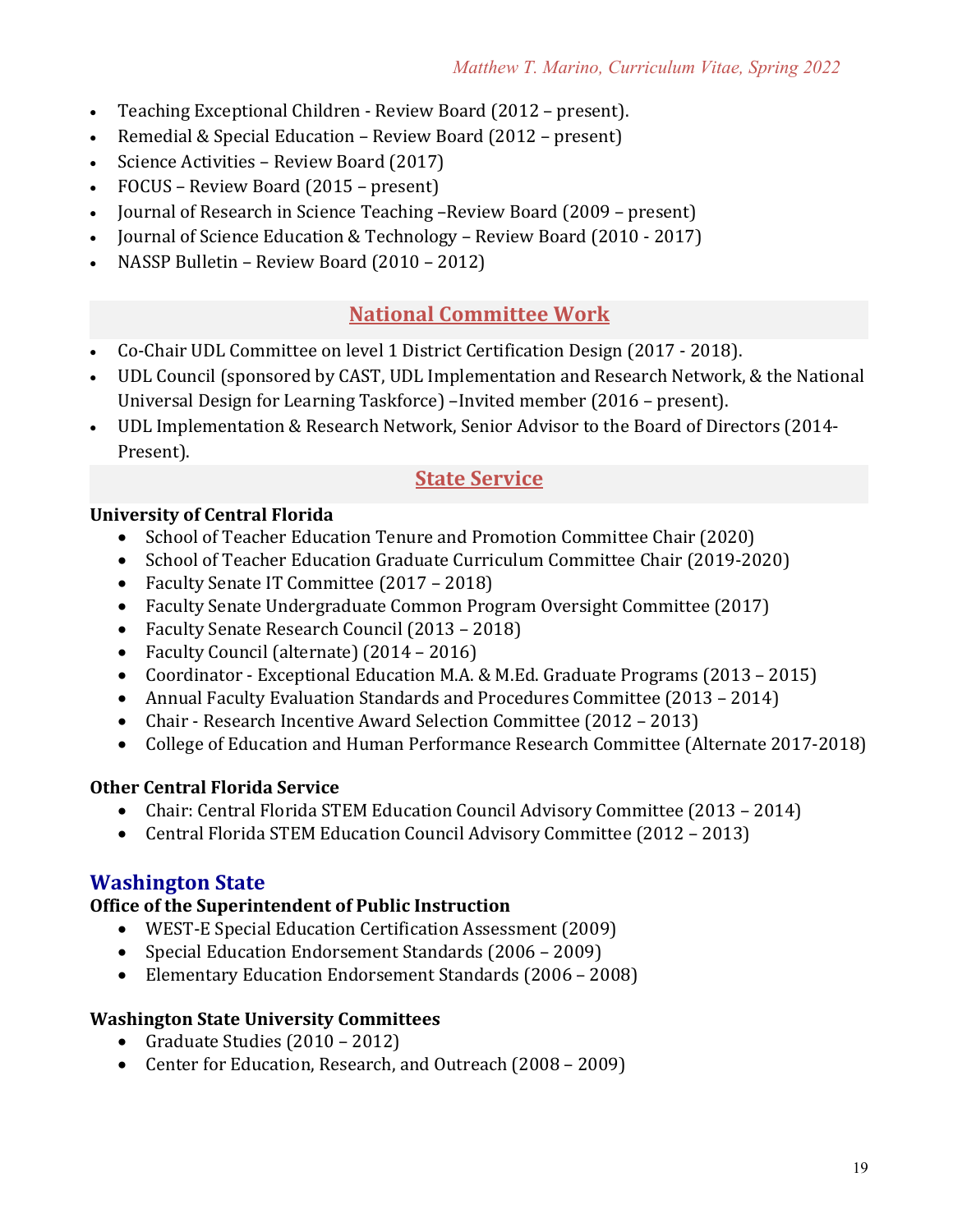- Teaching Exceptional Children - Review Board (2012 – present).
- Remedial & Special Education – Review Board (2012 – present)
- Science Activities – Review Board (2017)
- FOCUS – Review Board (2015 – present)
- Journal of Research in Science Teaching –Review Board (2009 – present)
- Journal of Science Education & Technology – Review Board (2010 - 2017)
- NASSP Bulletin – Review Board (2010 – 2012)

## National Committee Work

- Co-Chair UDL Committee on level 1 District Certification Design (2017 - 2018).
- UDL Council (sponsored by CAST, UDL Implementation and Research Network, & the National Universal Design for Learning Taskforce) –Invited member (2016 – present).
- UDL Implementation & Research Network, Senior Advisor to the Board of Directors (2014-Present).

## State Service

**University of Central Florida**

- School of Teacher Education Tenure and Promotion Committee Chair (2020)
- School of Teacher Education Graduate Curriculum Committee Chair (2019-2020)
- Faculty Senate IT Committee (2017 – 2018)
- Faculty Senate Undergraduate Common Program Oversight Committee (2017)
- Faculty Senate Research Council (2013 – 2018)
- Faculty Council (alternate) (2014 – 2016)
- Coordinator - Exceptional Education M.A. & M.Ed. Graduate Programs (2013 – 2015)
- Annual Faculty Evaluation Standards and Procedures Committee (2013 – 2014)
- Chair - Research Incentive Award Selection Committee (2012 – 2013)
- College of Education and Human Performance Research Committee (Alternate 2017-2018)

**Other Central Florida Service**

- Chair: Central Florida STEM Education Council Advisory Committee (2013 – 2014)
- Central Florida STEM Education Council Advisory Committee (2012 – 2013)

### Washington State

**Office of the Superintendent of Public Instruction**

- WEST-E Special Education Certification Assessment (2009)
- Special Education Endorsement Standards (2006 – 2009)
- Elementary Education Endorsement Standards (2006 – 2008)

**Washington State University Committees**

- Graduate Studies (2010 – 2012)
- Center for Education, Research, and Outreach (2008 – 2009)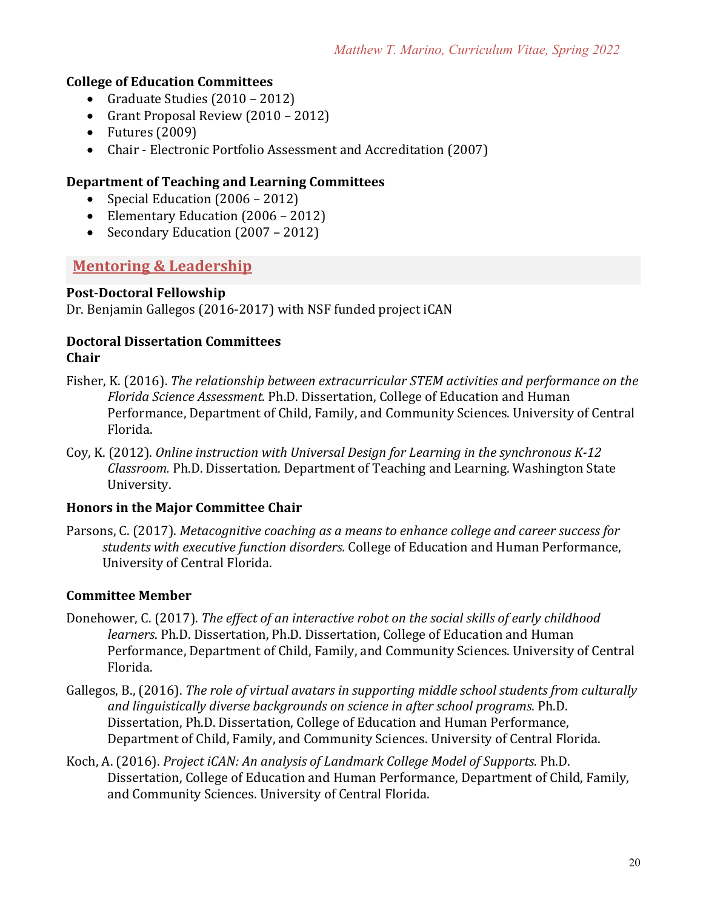### College of Education Committees

- Graduate Studies (2010 – 2012)
- Grant Proposal Review (2010 – 2012)
- Futures (2009)
- Chair - Electronic Portfolio Assessment and Accreditation (2007)

### Department of Teaching and Learning Committees

- Special Education (2006 – 2012)
- Elementary Education (2006 – 2012)
- Secondary Education (2007 – 2012)

## Mentoring & Leadership

### Post-Doctoral Fellowship

Dr. Benjamin Gallegos (2016-2017) with NSF funded project iCAN

### Doctoral Dissertation Committees

#### Chair

Fisher, K. (2016). *The relationship between extracurricular STEM activities and performance on the Florida Science Assessment.* Ph.D. Dissertation, College of Education and Human Performance, Department of Child, Family, and Community Sciences. University of Central Florida.

Coy, K. (2012). *Online instruction with Universal Design for Learning in the synchronous K-12 Classroom.* Ph.D. Dissertation. Department of Teaching and Learning. Washington State University.

#### Honors in the Major Committee Chair

Parsons, C. (2017). *Metacognitive coaching as a means to enhance college and career success for students with executive function disorders.* College of Education and Human Performance, University of Central Florida.

#### Committee Member

Donehower, C. (2017). *The effect of an interactive robot on the social skills of early childhood learners*. Ph.D. Dissertation, Ph.D. Dissertation, College of Education and Human Performance, Department of Child, Family, and Community Sciences. University of Central Florida.

Gallegos, B., (2016). *The role of virtual avatars in supporting middle school students from culturally and linguistically diverse backgrounds on science in after school programs*. Ph.D. Dissertation, Ph.D. Dissertation, College of Education and Human Performance, Department of Child, Family, and Community Sciences. University of Central Florida.

Koch, A. (2016). *Project iCAN: An analysis of Landmark College Model of Supports.* Ph.D. Dissertation, College of Education and Human Performance, Department of Child, Family, and Community Sciences. University of Central Florida.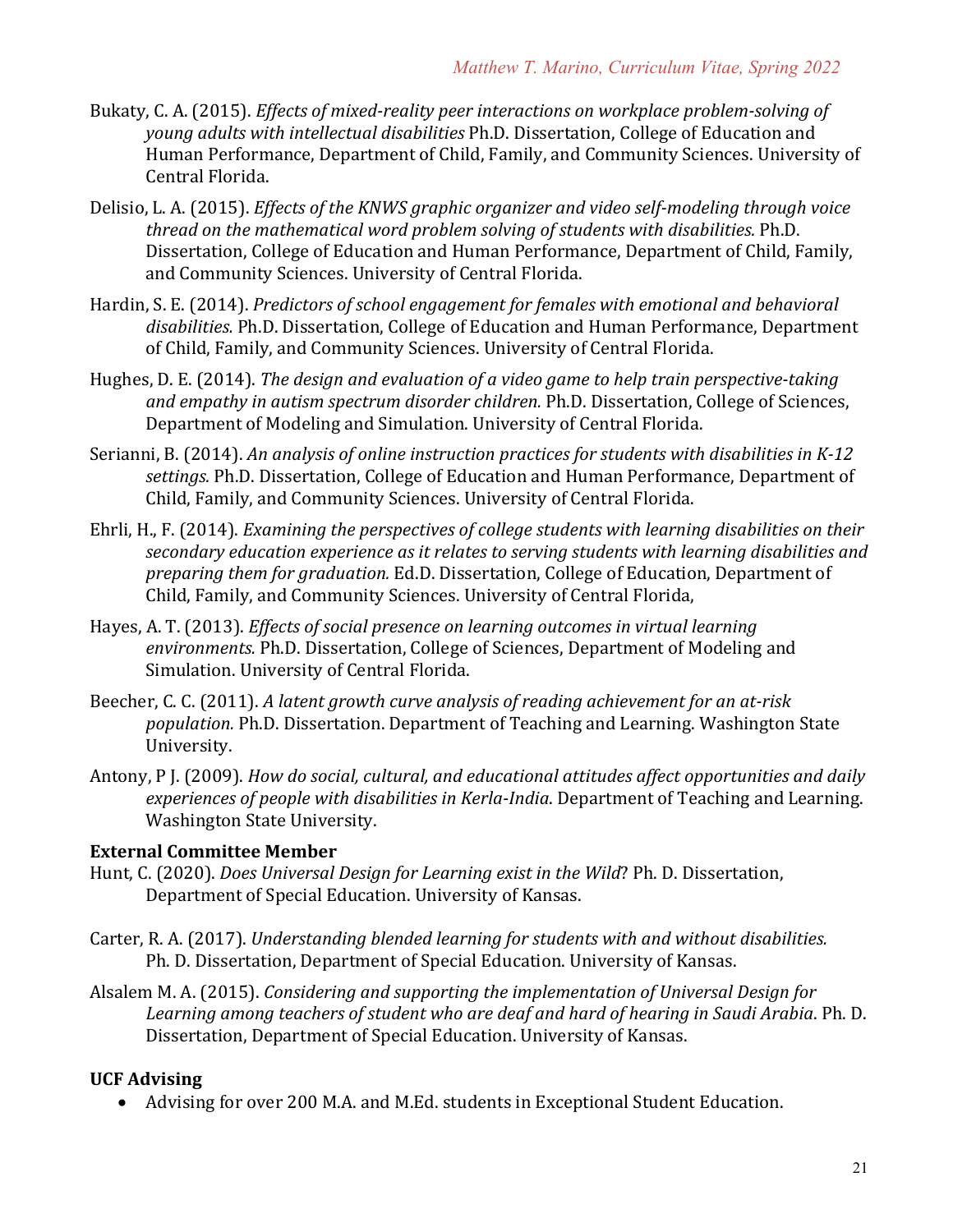Bukaty, C. A. (2015). *Effects of mixed-reality peer interactions on workplace problem-solving of young adults with intellectual disabilities* Ph.D. Dissertation, College of Education and Human Performance, Department of Child, Family, and Community Sciences. University of Central Florida.

Delisio, L. A. (2015). *Effects of the KNWS graphic organizer and video self-modeling through voice thread on the mathematical word problem solving of students with disabilities.* Ph.D. Dissertation, College of Education and Human Performance, Department of Child, Family, and Community Sciences. University of Central Florida.

Hardin, S. E. (2014). *Predictors of school engagement for females with emotional and behavioral disabilities.* Ph.D. Dissertation, College of Education and Human Performance, Department of Child, Family, and Community Sciences. University of Central Florida.

Hughes, D. E. (2014). *The design and evaluation of a video game to help train perspective-taking and empathy in autism spectrum disorder children.* Ph.D. Dissertation, College of Sciences, Department of Modeling and Simulation. University of Central Florida.

Serianni, B. (2014). *An analysis of online instruction practices for students with disabilities in K-12 settings.* Ph.D. Dissertation, College of Education and Human Performance, Department of Child, Family, and Community Sciences. University of Central Florida.

Ehrli, H., F. (2014). *Examining the perspectives of college students with learning disabilities on their secondary education experience as it relates to serving students with learning disabilities and preparing them for graduation.* Ed.D. Dissertation, College of Education, Department of Child, Family, and Community Sciences. University of Central Florida,

Hayes, A. T. (2013). *Effects of social presence on learning outcomes in virtual learning environments.* Ph.D. Dissertation, College of Sciences, Department of Modeling and Simulation. University of Central Florida.

Beecher, C. C. (2011). *A latent growth curve analysis of reading achievement for an at-risk population.* Ph.D. Dissertation. Department of Teaching and Learning. Washington State University.

Antony, P J. (2009). *How do social, cultural, and educational attitudes affect opportunities and daily experiences of people with disabilities in Kerla-India*. Department of Teaching and Learning. Washington State University.

**External Committee Member**

Hunt, C. (2020). *Does Universal Design for Learning exist in the Wild*? Ph. D. Dissertation, Department of Special Education. University of Kansas.

Carter, R. A. (2017). *Understanding blended learning for students with and without disabilities.* Ph. D. Dissertation, Department of Special Education. University of Kansas.

Alsalem M. A. (2015). *Considering and supporting the implementation of Universal Design for Learning among teachers of student who are deaf and hard of hearing in Saudi Arabia*. Ph. D. Dissertation, Department of Special Education. University of Kansas.

**UCF Advising**

- Advising for over 200 M.A. and M.Ed. students in Exceptional Student Education.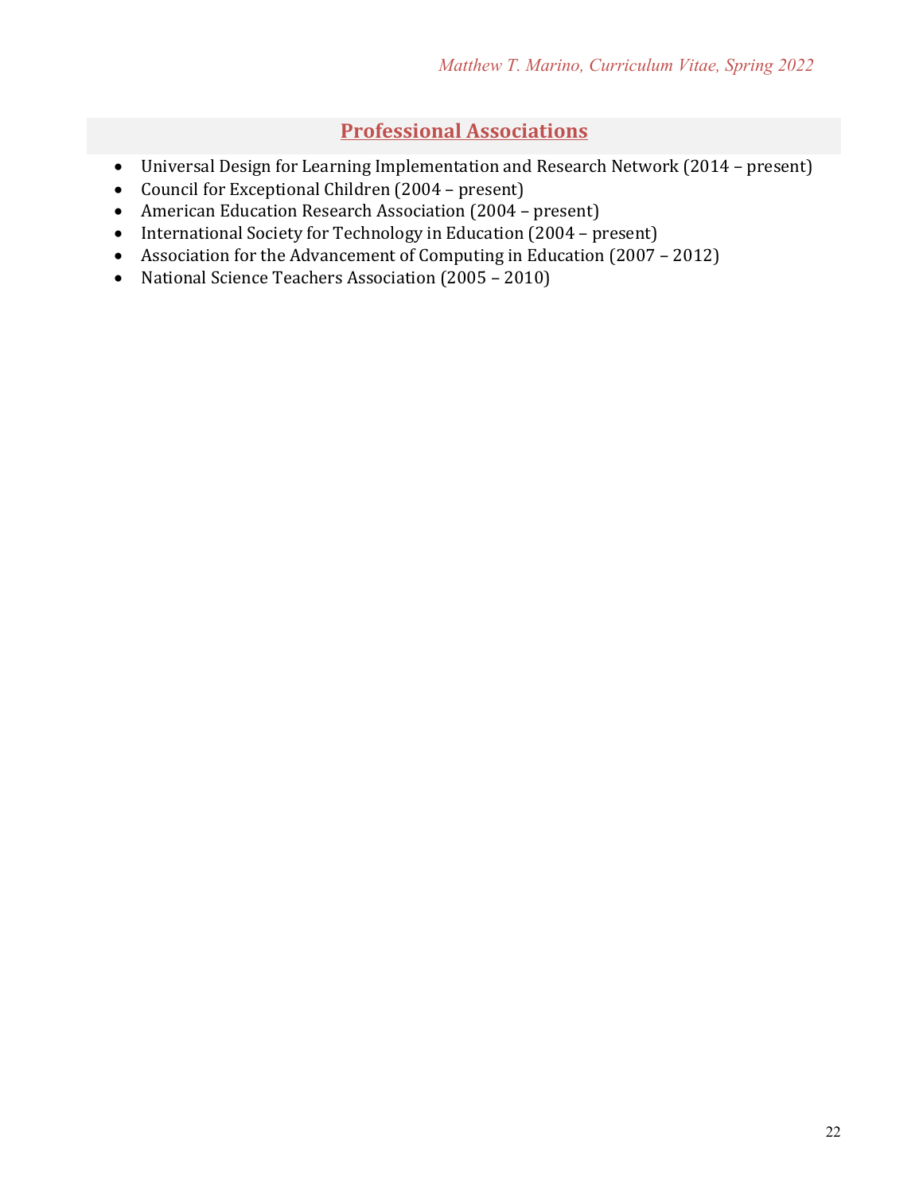## Professional Associations

- Universal Design for Learning Implementation and Research Network (2014 – present)
- Council for Exceptional Children (2004 – present)
- American Education Research Association (2004 – present)
- International Society for Technology in Education (2004 – present)
- Association for the Advancement of Computing in Education (2007 – 2012)
- National Science Teachers Association (2005 – 2010)